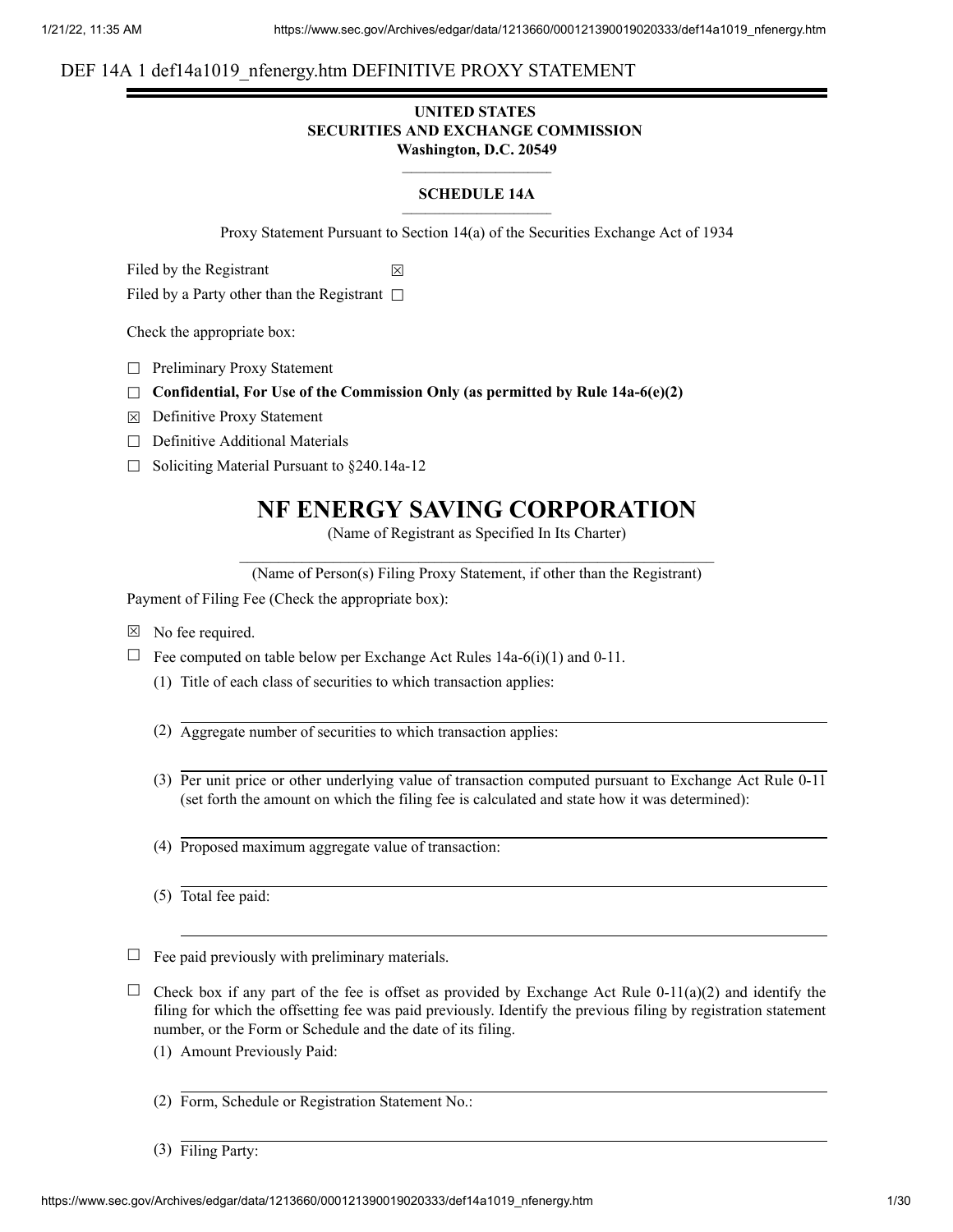DEF 14A 1 def14a1019_nfenergy.htm DEFINITIVE PROXY STATEMENT

**UNITED STATES**
**SECURITIES AND EXCHANGE COMMISSION**
**Washington, D.C. 20549**

**SCHEDULE 14A**

Proxy Statement Pursuant to Section 14(a) of the Securities Exchange Act of 1934

Filed by the Registrant ☒

Filed by a Party other than the Registrant ☐

Check the appropriate box:

☐ Preliminary Proxy Statement

☐ **Confidential, For Use of the Commission Only (as permitted by Rule 14a-6(e)(2)**

☒ Definitive Proxy Statement

☐ Definitive Additional Materials

☐ Soliciting Material Pursuant to §240.14a-12

# NF ENERGY SAVING CORPORATION

(Name of Registrant as Specified In Its Charter)

(Name of Person(s) Filing Proxy Statement, if other than the Registrant)

Payment of Filing Fee (Check the appropriate box):

☒ No fee required.

☐ Fee computed on table below per Exchange Act Rules 14a-6(i)(1) and 0-11.

(1) Title of each class of securities to which transaction applies:

(2) Aggregate number of securities to which transaction applies:

(3) Per unit price or other underlying value of transaction computed pursuant to Exchange Act Rule 0-11 (set forth the amount on which the filing fee is calculated and state how it was determined):

(4) Proposed maximum aggregate value of transaction:

(5) Total fee paid:

☐ Fee paid previously with preliminary materials.

☐ Check box if any part of the fee is offset as provided by Exchange Act Rule 0-11(a)(2) and identify the filing for which the offsetting fee was paid previously. Identify the previous filing by registration statement number, or the Form or Schedule and the date of its filing.

(1) Amount Previously Paid:

(2) Form, Schedule or Registration Statement No.:

(3) Filing Party: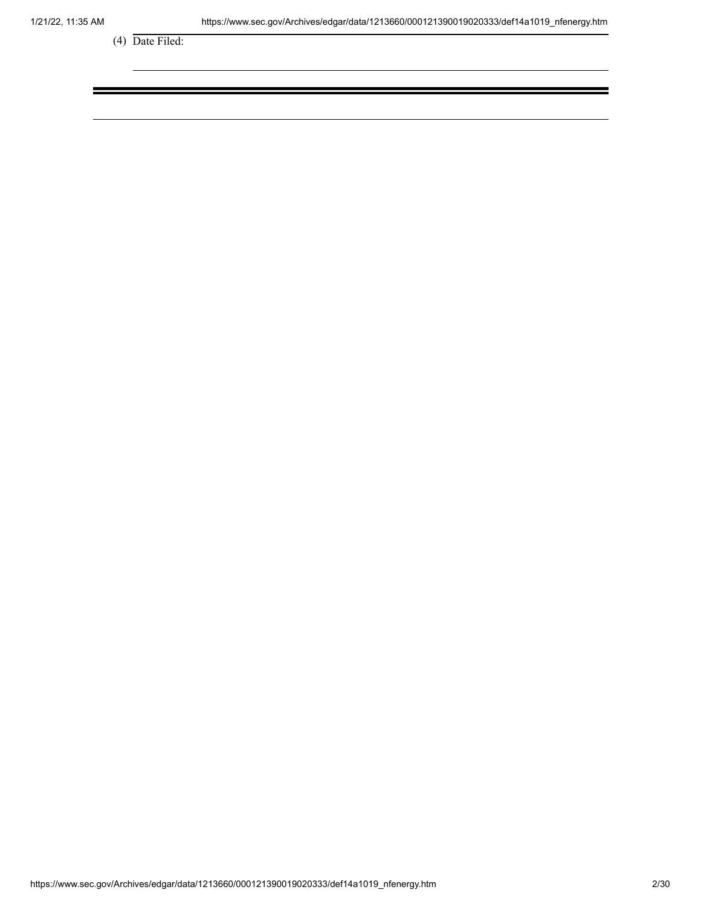(4) Date Filed: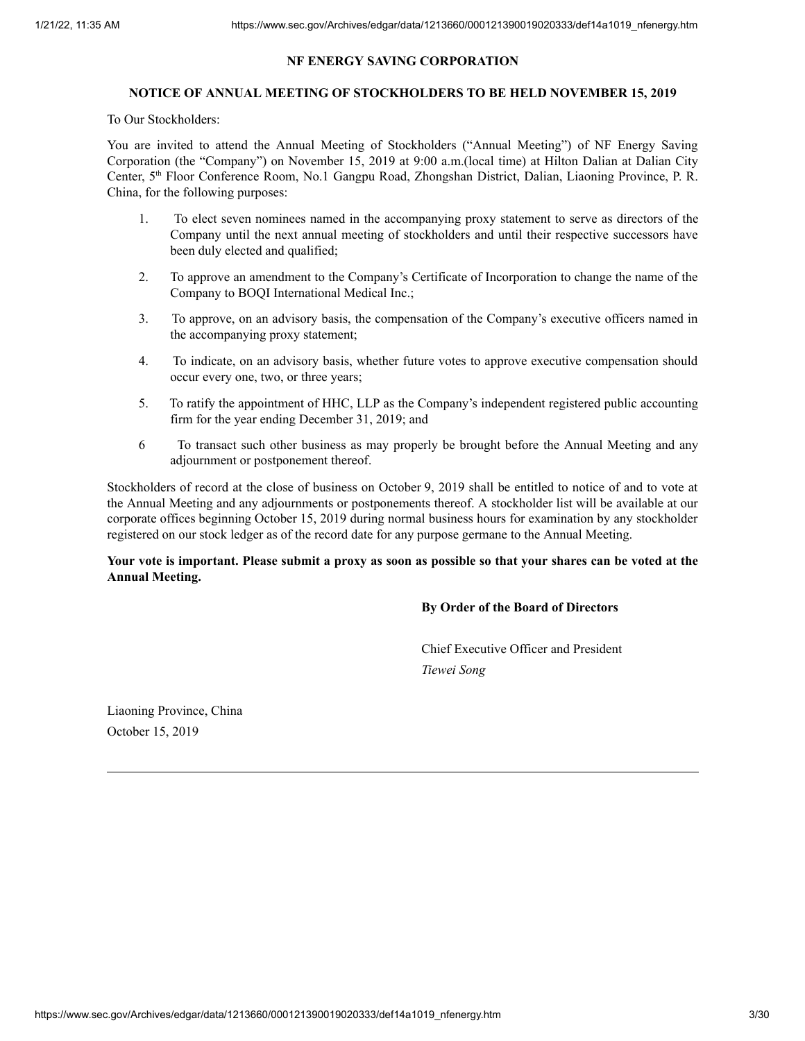# NF ENERGY SAVING CORPORATION

## NOTICE OF ANNUAL MEETING OF STOCKHOLDERS TO BE HELD NOVEMBER 15, 2019

To Our Stockholders:

You are invited to attend the Annual Meeting of Stockholders ("Annual Meeting") of NF Energy Saving Corporation (the "Company") on November 15, 2019 at 9:00 a.m.(local time) at Hilton Dalian at Dalian City Center, 5th Floor Conference Room, No.1 Gangpu Road, Zhongshan District, Dalian, Liaoning Province, P. R. China, for the following purposes:

1. To elect seven nominees named in the accompanying proxy statement to serve as directors of the Company until the next annual meeting of stockholders and until their respective successors have been duly elected and qualified;
2. To approve an amendment to the Company's Certificate of Incorporation to change the name of the Company to BOQI International Medical Inc.;
3. To approve, on an advisory basis, the compensation of the Company's executive officers named in the accompanying proxy statement;
4. To indicate, on an advisory basis, whether future votes to approve executive compensation should occur every one, two, or three years;
5. To ratify the appointment of HHC, LLP as the Company's independent registered public accounting firm for the year ending December 31, 2019; and
6. To transact such other business as may properly be brought before the Annual Meeting and any adjournment or postponement thereof.

Stockholders of record at the close of business on October 9, 2019 shall be entitled to notice of and to vote at the Annual Meeting and any adjournments or postponements thereof. A stockholder list will be available at our corporate offices beginning October 15, 2019 during normal business hours for examination by any stockholder registered on our stock ledger as of the record date for any purpose germane to the Annual Meeting.

**Your vote is important. Please submit a proxy as soon as possible so that your shares can be voted at the Annual Meeting.**

**By Order of the Board of Directors**

Chief Executive Officer and President

*Tiewei Song*

Liaoning Province, China

October 15, 2019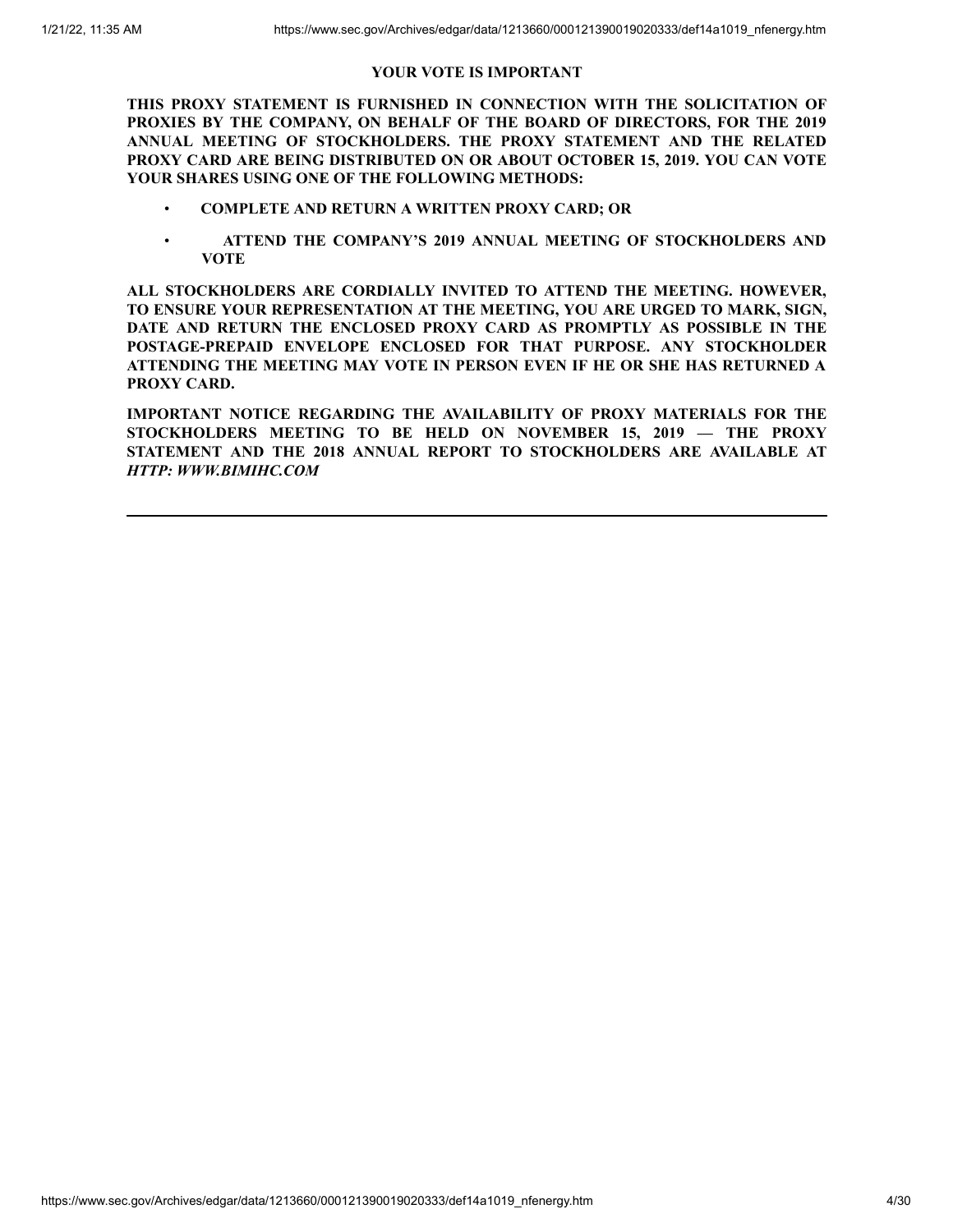**YOUR VOTE IS IMPORTANT**

**THIS PROXY STATEMENT IS FURNISHED IN CONNECTION WITH THE SOLICITATION OF PROXIES BY THE COMPANY, ON BEHALF OF THE BOARD OF DIRECTORS, FOR THE 2019 ANNUAL MEETING OF STOCKHOLDERS. THE PROXY STATEMENT AND THE RELATED PROXY CARD ARE BEING DISTRIBUTED ON OR ABOUT OCTOBER 15, 2019. YOU CAN VOTE YOUR SHARES USING ONE OF THE FOLLOWING METHODS:**

- **COMPLETE AND RETURN A WRITTEN PROXY CARD; OR**
- **ATTEND THE COMPANY'S 2019 ANNUAL MEETING OF STOCKHOLDERS AND VOTE**

**ALL STOCKHOLDERS ARE CORDIALLY INVITED TO ATTEND THE MEETING. HOWEVER, TO ENSURE YOUR REPRESENTATION AT THE MEETING, YOU ARE URGED TO MARK, SIGN, DATE AND RETURN THE ENCLOSED PROXY CARD AS PROMPTLY AS POSSIBLE IN THE POSTAGE-PREPAID ENVELOPE ENCLOSED FOR THAT PURPOSE. ANY STOCKHOLDER ATTENDING THE MEETING MAY VOTE IN PERSON EVEN IF HE OR SHE HAS RETURNED A PROXY CARD.**

**IMPORTANT NOTICE REGARDING THE AVAILABILITY OF PROXY MATERIALS FOR THE STOCKHOLDERS MEETING TO BE HELD ON NOVEMBER 15, 2019 — THE PROXY STATEMENT AND THE 2018 ANNUAL REPORT TO STOCKHOLDERS ARE AVAILABLE AT** ***HTTP: WWW.BIMIHC.COM***

---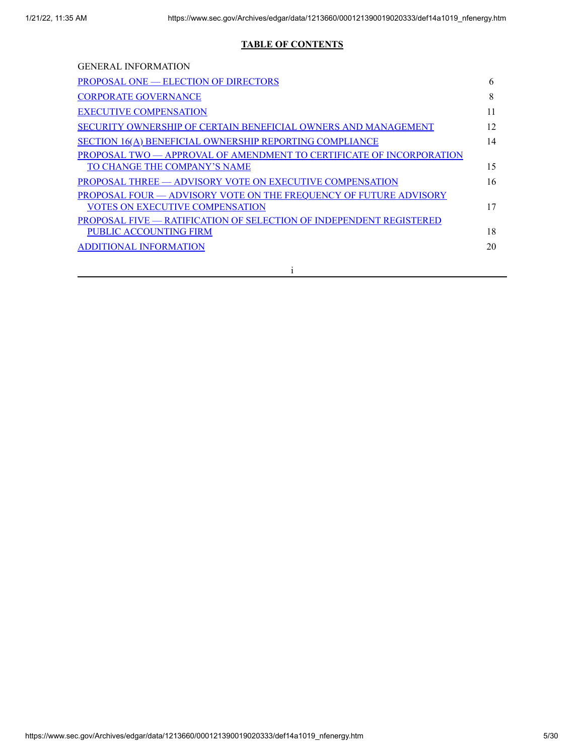## TABLE OF CONTENTS

| | |
|---|---|
| GENERAL INFORMATION | |
| PROPOSAL ONE — ELECTION OF DIRECTORS | 6 |
| CORPORATE GOVERNANCE | 8 |
| EXECUTIVE COMPENSATION | 11 |
| SECURITY OWNERSHIP OF CERTAIN BENEFICIAL OWNERS AND MANAGEMENT | 12 |
| SECTION 16(A) BENEFICIAL OWNERSHIP REPORTING COMPLIANCE | 14 |
| PROPOSAL TWO — APPROVAL OF AMENDMENT TO CERTIFICATE OF INCORPORATION TO CHANGE THE COMPANY'S NAME | 15 |
| PROPOSAL THREE — ADVISORY VOTE ON EXECUTIVE COMPENSATION | 16 |
| PROPOSAL FOUR — ADVISORY VOTE ON THE FREQUENCY OF FUTURE ADVISORY VOTES ON EXECUTIVE COMPENSATION | 17 |
| PROPOSAL FIVE — RATIFICATION OF SELECTION OF INDEPENDENT REGISTERED PUBLIC ACCOUNTING FIRM | 18 |
| ADDITIONAL INFORMATION | 20 |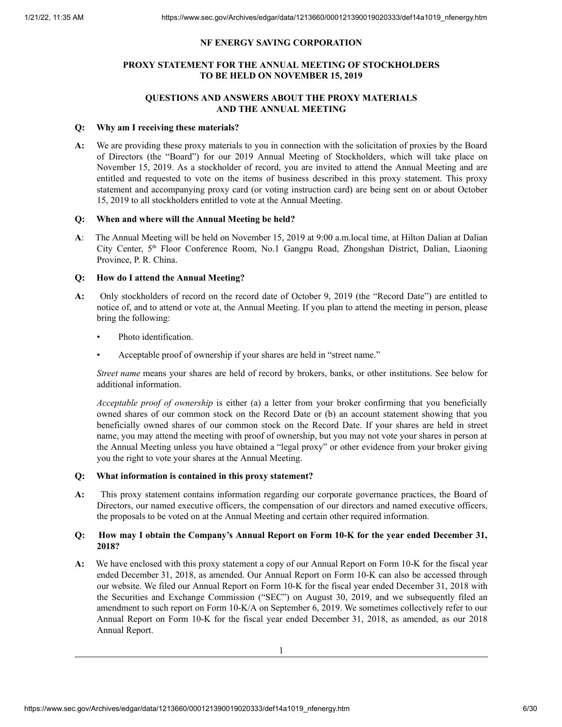**NF ENERGY SAVING CORPORATION**

**PROXY STATEMENT FOR THE ANNUAL MEETING OF STOCKHOLDERS TO BE HELD ON NOVEMBER 15, 2019**

**QUESTIONS AND ANSWERS ABOUT THE PROXY MATERIALS AND THE ANNUAL MEETING**

**Q: Why am I receiving these materials?**

**A:** We are providing these proxy materials to you in connection with the solicitation of proxies by the Board of Directors (the "Board") for our 2019 Annual Meeting of Stockholders, which will take place on November 15, 2019. As a stockholder of record, you are invited to attend the Annual Meeting and are entitled and requested to vote on the items of business described in this proxy statement. This proxy statement and accompanying proxy card (or voting instruction card) are being sent on or about October 15, 2019 to all stockholders entitled to vote at the Annual Meeting.

**Q: When and where will the Annual Meeting be held?**

**A**: The Annual Meeting will be held on November 15, 2019 at 9:00 a.m.local time, at Hilton Dalian at Dalian City Center, 5th Floor Conference Room, No.1 Gangpu Road, Zhongshan District, Dalian, Liaoning Province, P. R. China.

**Q: How do I attend the Annual Meeting?**

**A:** Only stockholders of record on the record date of October 9, 2019 (the "Record Date") are entitled to notice of, and to attend or vote at, the Annual Meeting. If you plan to attend the meeting in person, please bring the following:

- Photo identification.
- Acceptable proof of ownership if your shares are held in "street name."

*Street name* means your shares are held of record by brokers, banks, or other institutions. See below for additional information.

*Acceptable proof of ownership* is either (a) a letter from your broker confirming that you beneficially owned shares of our common stock on the Record Date or (b) an account statement showing that you beneficially owned shares of our common stock on the Record Date. If your shares are held in street name, you may attend the meeting with proof of ownership, but you may not vote your shares in person at the Annual Meeting unless you have obtained a "legal proxy" or other evidence from your broker giving you the right to vote your shares at the Annual Meeting.

**Q: What information is contained in this proxy statement?**

**A:** This proxy statement contains information regarding our corporate governance practices, the Board of Directors, our named executive officers, the compensation of our directors and named executive officers, the proposals to be voted on at the Annual Meeting and certain other required information.

**Q: How may I obtain the Company's Annual Report on Form 10-K for the year ended December 31, 2018?**

**A:** We have enclosed with this proxy statement a copy of our Annual Report on Form 10-K for the fiscal year ended December 31, 2018, as amended. Our Annual Report on Form 10-K can also be accessed through our website. We filed our Annual Report on Form 10-K for the fiscal year ended December 31, 2018 with the Securities and Exchange Commission ("SEC") on August 30, 2019, and we subsequently filed an amendment to such report on Form 10-K/A on September 6, 2019. We sometimes collectively refer to our Annual Report on Form 10-K for the fiscal year ended December 31, 2018, as amended, as our 2018 Annual Report.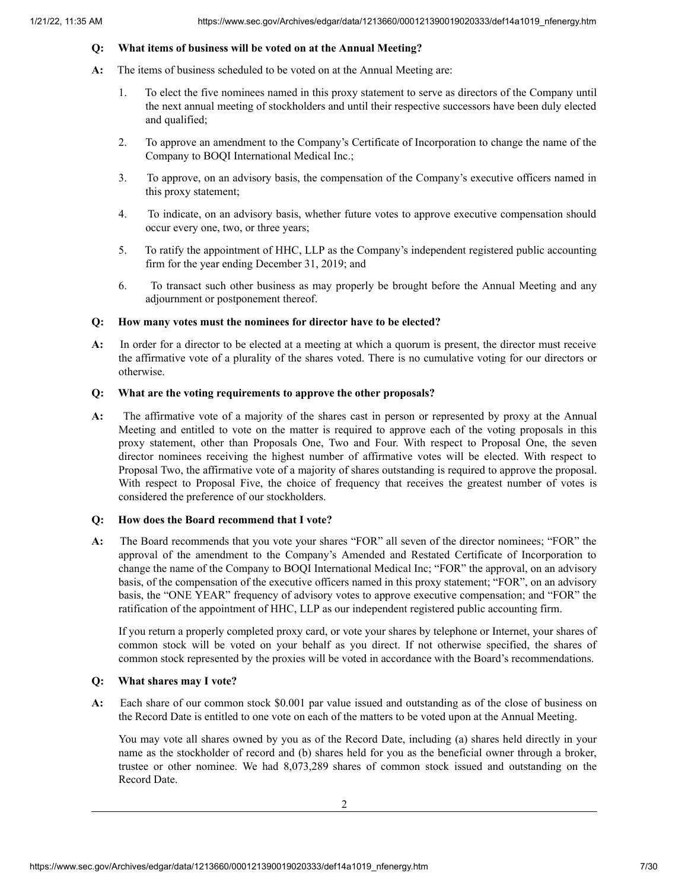**Q: What items of business will be voted on at the Annual Meeting?**

**A:** The items of business scheduled to be voted on at the Annual Meeting are:

1. To elect the five nominees named in this proxy statement to serve as directors of the Company until the next annual meeting of stockholders and until their respective successors have been duly elected and qualified;
2. To approve an amendment to the Company's Certificate of Incorporation to change the name of the Company to BOQI International Medical Inc.;
3. To approve, on an advisory basis, the compensation of the Company's executive officers named in this proxy statement;
4. To indicate, on an advisory basis, whether future votes to approve executive compensation should occur every one, two, or three years;
5. To ratify the appointment of HHC, LLP as the Company's independent registered public accounting firm for the year ending December 31, 2019; and
6. To transact such other business as may properly be brought before the Annual Meeting and any adjournment or postponement thereof.

**Q: How many votes must the nominees for director have to be elected?**

**A:** In order for a director to be elected at a meeting at which a quorum is present, the director must receive the affirmative vote of a plurality of the shares voted. There is no cumulative voting for our directors or otherwise.

**Q: What are the voting requirements to approve the other proposals?**

**A:** The affirmative vote of a majority of the shares cast in person or represented by proxy at the Annual Meeting and entitled to vote on the matter is required to approve each of the voting proposals in this proxy statement, other than Proposals One, Two and Four. With respect to Proposal One, the seven director nominees receiving the highest number of affirmative votes will be elected. With respect to Proposal Two, the affirmative vote of a majority of shares outstanding is required to approve the proposal. With respect to Proposal Five, the choice of frequency that receives the greatest number of votes is considered the preference of our stockholders.

**Q: How does the Board recommend that I vote?**

**A:** The Board recommends that you vote your shares "FOR" all seven of the director nominees; "FOR" the approval of the amendment to the Company's Amended and Restated Certificate of Incorporation to change the name of the Company to BOQI International Medical Inc; "FOR" the approval, on an advisory basis, of the compensation of the executive officers named in this proxy statement; "FOR", on an advisory basis, the "ONE YEAR" frequency of advisory votes to approve executive compensation; and "FOR" the ratification of the appointment of HHC, LLP as our independent registered public accounting firm.

If you return a properly completed proxy card, or vote your shares by telephone or Internet, your shares of common stock will be voted on your behalf as you direct. If not otherwise specified, the shares of common stock represented by the proxies will be voted in accordance with the Board's recommendations.

**Q: What shares may I vote?**

**A:** Each share of our common stock $0.001 par value issued and outstanding as of the close of business on the Record Date is entitled to one vote on each of the matters to be voted upon at the Annual Meeting.

You may vote all shares owned by you as of the Record Date, including (a) shares held directly in your name as the stockholder of record and (b) shares held for you as the beneficial owner through a broker, trustee or other nominee. We had 8,073,289 shares of common stock issued and outstanding on the Record Date.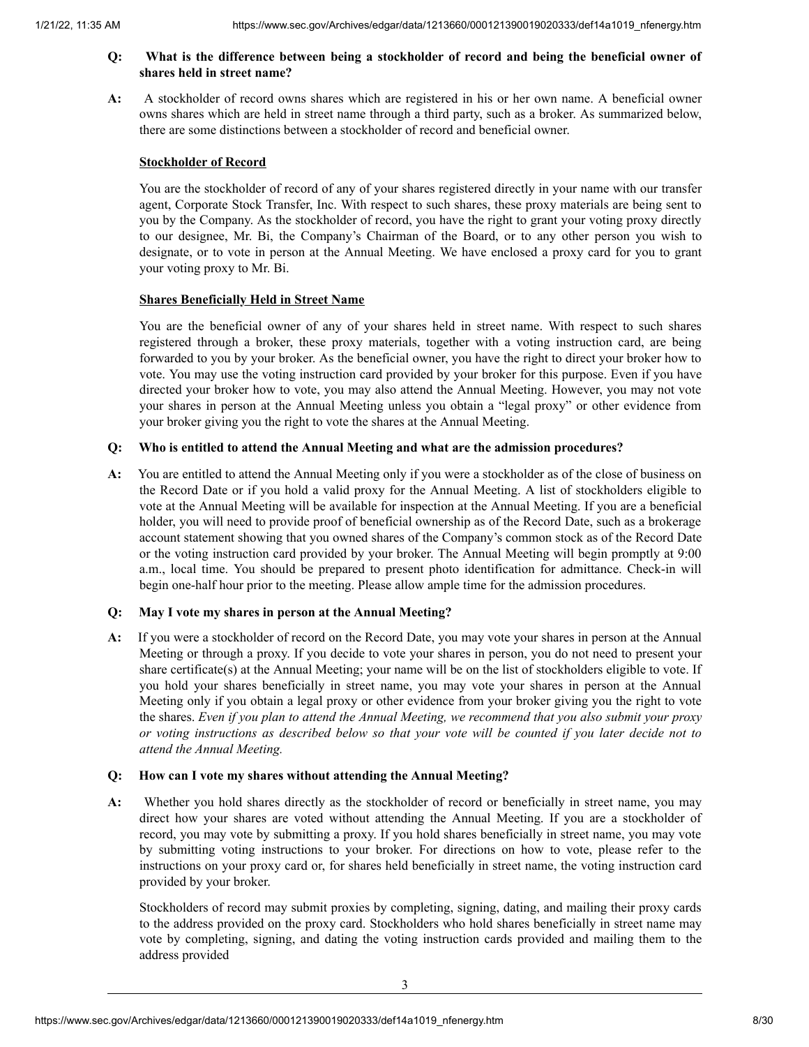**Q: What is the difference between being a stockholder of record and being the beneficial owner of shares held in street name?**

**A:** A stockholder of record owns shares which are registered in his or her own name. A beneficial owner owns shares which are held in street name through a third party, such as a broker. As summarized below, there are some distinctions between a stockholder of record and beneficial owner.

**Stockholder of Record**

You are the stockholder of record of any of your shares registered directly in your name with our transfer agent, Corporate Stock Transfer, Inc. With respect to such shares, these proxy materials are being sent to you by the Company. As the stockholder of record, you have the right to grant your voting proxy directly to our designee, Mr. Bi, the Company's Chairman of the Board, or to any other person you wish to designate, or to vote in person at the Annual Meeting. We have enclosed a proxy card for you to grant your voting proxy to Mr. Bi.

**Shares Beneficially Held in Street Name**

You are the beneficial owner of any of your shares held in street name. With respect to such shares registered through a broker, these proxy materials, together with a voting instruction card, are being forwarded to you by your broker. As the beneficial owner, you have the right to direct your broker how to vote. You may use the voting instruction card provided by your broker for this purpose. Even if you have directed your broker how to vote, you may also attend the Annual Meeting. However, you may not vote your shares in person at the Annual Meeting unless you obtain a "legal proxy" or other evidence from your broker giving you the right to vote the shares at the Annual Meeting.

**Q: Who is entitled to attend the Annual Meeting and what are the admission procedures?**

**A:** You are entitled to attend the Annual Meeting only if you were a stockholder as of the close of business on the Record Date or if you hold a valid proxy for the Annual Meeting. A list of stockholders eligible to vote at the Annual Meeting will be available for inspection at the Annual Meeting. If you are a beneficial holder, you will need to provide proof of beneficial ownership as of the Record Date, such as a brokerage account statement showing that you owned shares of the Company's common stock as of the Record Date or the voting instruction card provided by your broker. The Annual Meeting will begin promptly at 9:00 a.m., local time. You should be prepared to present photo identification for admittance. Check-in will begin one-half hour prior to the meeting. Please allow ample time for the admission procedures.

**Q: May I vote my shares in person at the Annual Meeting?**

**A:** If you were a stockholder of record on the Record Date, you may vote your shares in person at the Annual Meeting or through a proxy. If you decide to vote your shares in person, you do not need to present your share certificate(s) at the Annual Meeting; your name will be on the list of stockholders eligible to vote. If you hold your shares beneficially in street name, you may vote your shares in person at the Annual Meeting only if you obtain a legal proxy or other evidence from your broker giving you the right to vote the shares. *Even if you plan to attend the Annual Meeting, we recommend that you also submit your proxy or voting instructions as described below so that your vote will be counted if you later decide not to attend the Annual Meeting.*

**Q: How can I vote my shares without attending the Annual Meeting?**

**A:** Whether you hold shares directly as the stockholder of record or beneficially in street name, you may direct how your shares are voted without attending the Annual Meeting. If you are a stockholder of record, you may vote by submitting a proxy. If you hold shares beneficially in street name, you may vote by submitting voting instructions to your broker. For directions on how to vote, please refer to the instructions on your proxy card or, for shares held beneficially in street name, the voting instruction card provided by your broker.

Stockholders of record may submit proxies by completing, signing, dating, and mailing their proxy cards to the address provided on the proxy card. Stockholders who hold shares beneficially in street name may vote by completing, signing, and dating the voting instruction cards provided and mailing them to the address provided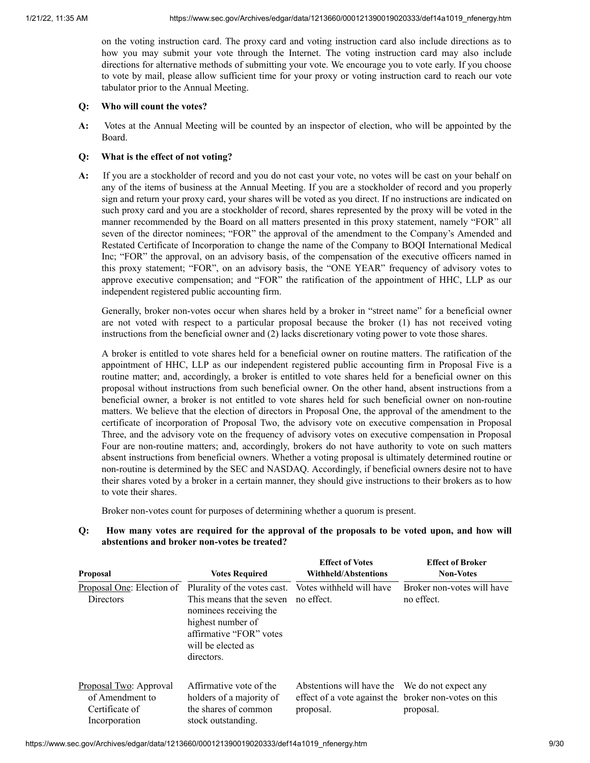on the voting instruction card. The proxy card and voting instruction card also include directions as to how you may submit your vote through the Internet. The voting instruction card may also include directions for alternative methods of submitting your vote. We encourage you to vote early. If you choose to vote by mail, please allow sufficient time for your proxy or voting instruction card to reach our vote tabulator prior to the Annual Meeting.

**Q: Who will count the votes?**

**A:** Votes at the Annual Meeting will be counted by an inspector of election, who will be appointed by the Board.

**Q: What is the effect of not voting?**

**A:** If you are a stockholder of record and you do not cast your vote, no votes will be cast on your behalf on any of the items of business at the Annual Meeting. If you are a stockholder of record and you properly sign and return your proxy card, your shares will be voted as you direct. If no instructions are indicated on such proxy card and you are a stockholder of record, shares represented by the proxy will be voted in the manner recommended by the Board on all matters presented in this proxy statement, namely "FOR" all seven of the director nominees; "FOR" the approval of the amendment to the Company's Amended and Restated Certificate of Incorporation to change the name of the Company to BOQI International Medical Inc; "FOR" the approval, on an advisory basis, of the compensation of the executive officers named in this proxy statement; "FOR", on an advisory basis, the "ONE YEAR" frequency of advisory votes to approve executive compensation; and "FOR" the ratification of the appointment of HHC, LLP as our independent registered public accounting firm.

Generally, broker non-votes occur when shares held by a broker in "street name" for a beneficial owner are not voted with respect to a particular proposal because the broker (1) has not received voting instructions from the beneficial owner and (2) lacks discretionary voting power to vote those shares.

A broker is entitled to vote shares held for a beneficial owner on routine matters. The ratification of the appointment of HHC, LLP as our independent registered public accounting firm in Proposal Five is a routine matter; and, accordingly, a broker is entitled to vote shares held for a beneficial owner on this proposal without instructions from such beneficial owner. On the other hand, absent instructions from a beneficial owner, a broker is not entitled to vote shares held for such beneficial owner on non-routine matters. We believe that the election of directors in Proposal One, the approval of the amendment to the certificate of incorporation of Proposal Two, the advisory vote on executive compensation in Proposal Three, and the advisory vote on the frequency of advisory votes on executive compensation in Proposal Four are non-routine matters; and, accordingly, brokers do not have authority to vote on such matters absent instructions from beneficial owners. Whether a voting proposal is ultimately determined routine or non-routine is determined by the SEC and NASDAQ. Accordingly, if beneficial owners desire not to have their shares voted by a broker in a certain manner, they should give instructions to their brokers as to how to vote their shares.

Broker non-votes count for purposes of determining whether a quorum is present.

**Q: How many votes are required for the approval of the proposals to be voted upon, and how will abstentions and broker non-votes be treated?**

| Proposal | Votes Required | Effect of Votes Withheld/Abstentions | Effect of Broker Non-Votes |
|---|---|---|---|
| Proposal One: Election of Directors | Plurality of the votes cast. This means that the seven nominees receiving the highest number of affirmative "FOR" votes will be elected as directors. | Votes withheld will have no effect. | Broker non-votes will have no effect. |
| Proposal Two: Approval of Amendment to Certificate of Incorporation | Affirmative vote of the holders of a majority of the shares of common stock outstanding. | Abstentions will have the effect of a vote against the proposal. | We do not expect any broker non-votes on this proposal. |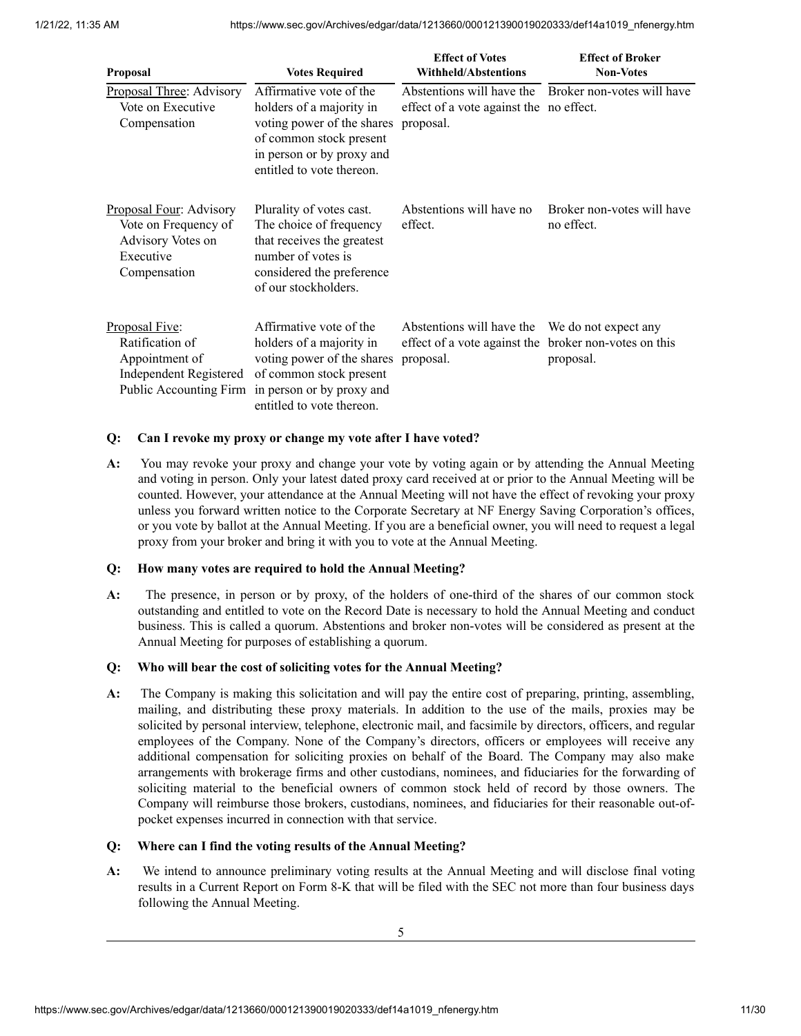| Proposal | Votes Required | Effect of Votes Withheld/Abstentions | Effect of Broker Non-Votes |
|---|---|---|---|
| Proposal Three: Advisory Vote on Executive Compensation | Affirmative vote of the holders of a majority in voting power of the shares of common stock present in person or by proxy and entitled to vote thereon. | Abstentions will have the effect of a vote against the proposal. | Broker non-votes will have no effect. |
| Proposal Four: Advisory Vote on Frequency of Advisory Votes on Executive Compensation | Plurality of votes cast. The choice of frequency that receives the greatest number of votes is considered the preference of our stockholders. | Abstentions will have no effect. | Broker non-votes will have no effect. |
| Proposal Five: Ratification of Appointment of Independent Registered Public Accounting Firm | Affirmative vote of the holders of a majority in voting power of the shares of common stock present in person or by proxy and entitled to vote thereon. | Abstentions will have the effect of a vote against the proposal. | We do not expect any broker non-votes on this proposal. |

**Q: Can I revoke my proxy or change my vote after I have voted?**

**A:** You may revoke your proxy and change your vote by voting again or by attending the Annual Meeting and voting in person. Only your latest dated proxy card received at or prior to the Annual Meeting will be counted. However, your attendance at the Annual Meeting will not have the effect of revoking your proxy unless you forward written notice to the Corporate Secretary at NF Energy Saving Corporation's offices, or you vote by ballot at the Annual Meeting. If you are a beneficial owner, you will need to request a legal proxy from your broker and bring it with you to vote at the Annual Meeting.

**Q: How many votes are required to hold the Annual Meeting?**

**A:** The presence, in person or by proxy, of the holders of one-third of the shares of our common stock outstanding and entitled to vote on the Record Date is necessary to hold the Annual Meeting and conduct business. This is called a quorum. Abstentions and broker non-votes will be considered as present at the Annual Meeting for purposes of establishing a quorum.

**Q: Who will bear the cost of soliciting votes for the Annual Meeting?**

**A:** The Company is making this solicitation and will pay the entire cost of preparing, printing, assembling, mailing, and distributing these proxy materials. In addition to the use of the mails, proxies may be solicited by personal interview, telephone, electronic mail, and facsimile by directors, officers, and regular employees of the Company. None of the Company's directors, officers or employees will receive any additional compensation for soliciting proxies on behalf of the Board. The Company may also make arrangements with brokerage firms and other custodians, nominees, and fiduciaries for the forwarding of soliciting material to the beneficial owners of common stock held of record by those owners. The Company will reimburse those brokers, custodians, nominees, and fiduciaries for their reasonable out-of-pocket expenses incurred in connection with that service.

**Q: Where can I find the voting results of the Annual Meeting?**

**A:** We intend to announce preliminary voting results at the Annual Meeting and will disclose final voting results in a Current Report on Form 8-K that will be filed with the SEC not more than four business days following the Annual Meeting.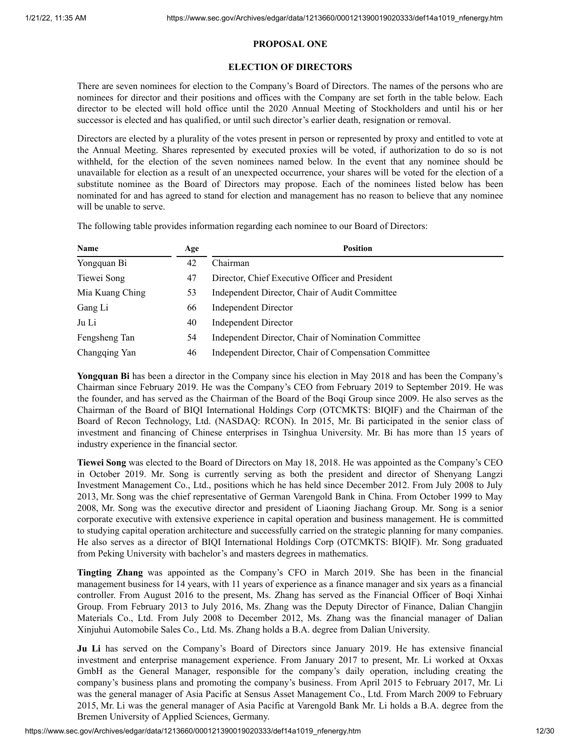## PROPOSAL ONE

## ELECTION OF DIRECTORS

There are seven nominees for election to the Company's Board of Directors. The names of the persons who are nominees for director and their positions and offices with the Company are set forth in the table below. Each director to be elected will hold office until the 2020 Annual Meeting of Stockholders and until his or her successor is elected and has qualified, or until such director's earlier death, resignation or removal.

Directors are elected by a plurality of the votes present in person or represented by proxy and entitled to vote at the Annual Meeting. Shares represented by executed proxies will be voted, if authorization to do so is not withheld, for the election of the seven nominees named below. In the event that any nominee should be unavailable for election as a result of an unexpected occurrence, your shares will be voted for the election of a substitute nominee as the Board of Directors may propose. Each of the nominees listed below has been nominated for and has agreed to stand for election and management has no reason to believe that any nominee will be unable to serve.

The following table provides information regarding each nominee to our Board of Directors:

| Name | Age | Position |
|---|---|---|
| Yongquan Bi | 42 | Chairman |
| Tiewei Song | 47 | Director, Chief Executive Officer and President |
| Mia Kuang Ching | 53 | Independent Director, Chair of Audit Committee |
| Gang Li | 66 | Independent Director |
| Ju Li | 40 | Independent Director |
| Fengsheng Tan | 54 | Independent Director, Chair of Nomination Committee |
| Changqing Yan | 46 | Independent Director, Chair of Compensation Committee |

**Yongquan Bi** has been a director in the Company since his election in May 2018 and has been the Company's Chairman since February 2019. He was the Company's CEO from February 2019 to September 2019. He was the founder, and has served as the Chairman of the Board of the Boqi Group since 2009. He also serves as the Chairman of the Board of BIQI International Holdings Corp (OTCMKTS: BIQIF) and the Chairman of the Board of Recon Technology, Ltd. (NASDAQ: RCON). In 2015, Mr. Bi participated in the senior class of investment and financing of Chinese enterprises in Tsinghua University. Mr. Bi has more than 15 years of industry experience in the financial sector.

**Tiewei Song** was elected to the Board of Directors on May 18, 2018. He was appointed as the Company's CEO in October 2019. Mr. Song is currently serving as both the president and director of Shenyang Langzi Investment Management Co., Ltd., positions which he has held since December 2012. From July 2008 to July 2013, Mr. Song was the chief representative of German Varengold Bank in China. From October 1999 to May 2008, Mr. Song was the executive director and president of Liaoning Jiachang Group. Mr. Song is a senior corporate executive with extensive experience in capital operation and business management. He is committed to studying capital operation architecture and successfully carried on the strategic planning for many companies. He also serves as a director of BIQI International Holdings Corp (OTCMKTS: BIQIF). Mr. Song graduated from Peking University with bachelor's and masters degrees in mathematics.

**Tingting Zhang** was appointed as the Company's CFO in March 2019. She has been in the financial management business for 14 years, with 11 years of experience as a finance manager and six years as a financial controller. From August 2016 to the present, Ms. Zhang has served as the Financial Officer of Boqi Xinhai Group. From February 2013 to July 2016, Ms. Zhang was the Deputy Director of Finance, Dalian Changjin Materials Co., Ltd. From July 2008 to December 2012, Ms. Zhang was the financial manager of Dalian Xinjuhui Automobile Sales Co., Ltd. Ms. Zhang holds a B.A. degree from Dalian University.

**Ju Li** has served on the Company's Board of Directors since January 2019. He has extensive financial investment and enterprise management experience. From January 2017 to present, Mr. Li worked at Oxxas GmbH as the General Manager, responsible for the company's daily operation, including creating the company's business plans and promoting the company's business. From April 2015 to February 2017, Mr. Li was the general manager of Asia Pacific at Sensus Asset Management Co., Ltd. From March 2009 to February 2015, Mr. Li was the general manager of Asia Pacific at Varengold Bank Mr. Li holds a B.A. degree from the Bremen University of Applied Sciences, Germany.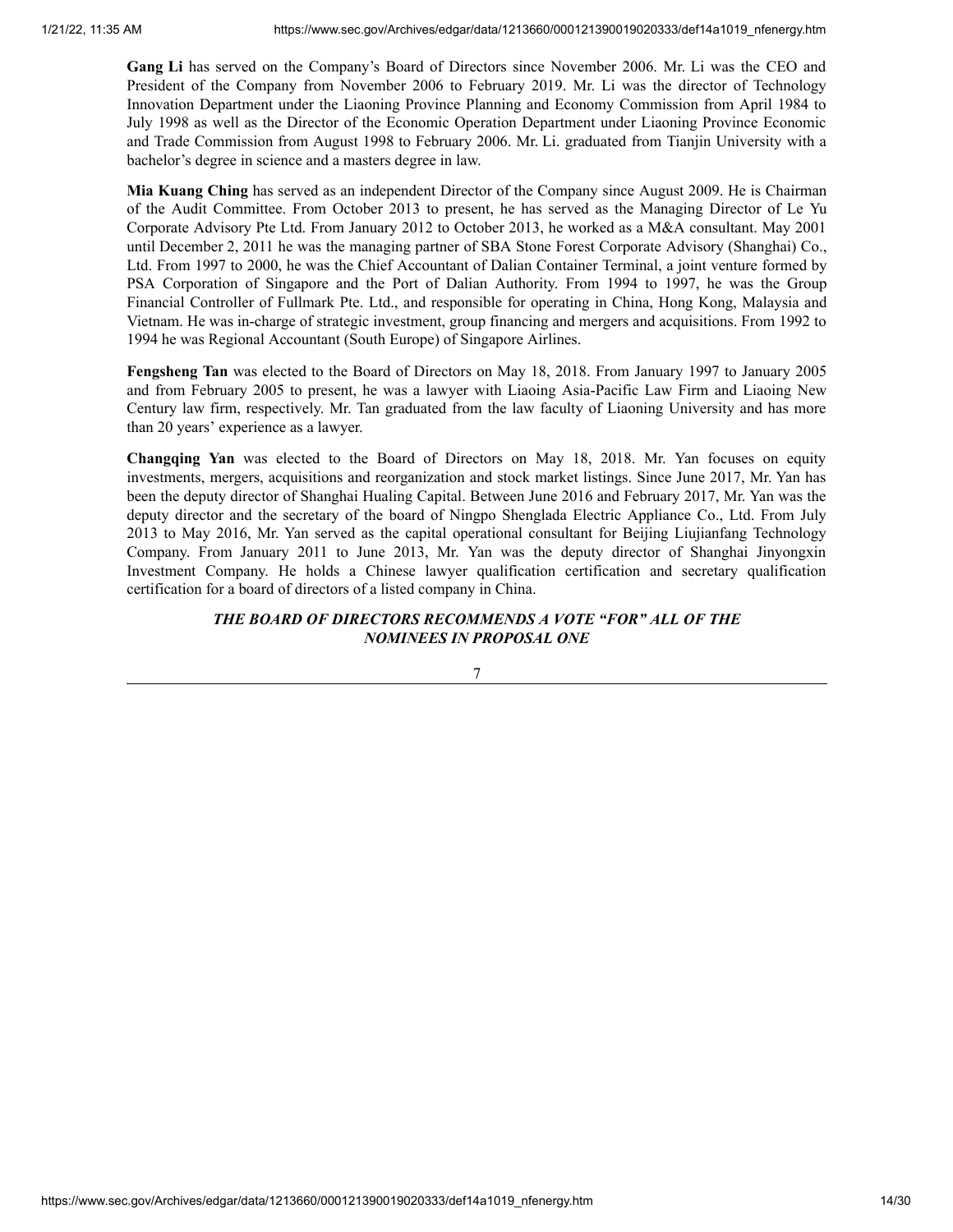**Gang Li** has served on the Company's Board of Directors since November 2006. Mr. Li was the CEO and President of the Company from November 2006 to February 2019. Mr. Li was the director of Technology Innovation Department under the Liaoning Province Planning and Economy Commission from April 1984 to July 1998 as well as the Director of the Economic Operation Department under Liaoning Province Economic and Trade Commission from August 1998 to February 2006. Mr. Li. graduated from Tianjin University with a bachelor's degree in science and a masters degree in law.

**Mia Kuang Ching** has served as an independent Director of the Company since August 2009. He is Chairman of the Audit Committee. From October 2013 to present, he has served as the Managing Director of Le Yu Corporate Advisory Pte Ltd. From January 2012 to October 2013, he worked as a M&A consultant. May 2001 until December 2, 2011 he was the managing partner of SBA Stone Forest Corporate Advisory (Shanghai) Co., Ltd. From 1997 to 2000, he was the Chief Accountant of Dalian Container Terminal, a joint venture formed by PSA Corporation of Singapore and the Port of Dalian Authority. From 1994 to 1997, he was the Group Financial Controller of Fullmark Pte. Ltd., and responsible for operating in China, Hong Kong, Malaysia and Vietnam. He was in-charge of strategic investment, group financing and mergers and acquisitions. From 1992 to 1994 he was Regional Accountant (South Europe) of Singapore Airlines.

**Fengsheng Tan** was elected to the Board of Directors on May 18, 2018. From January 1997 to January 2005 and from February 2005 to present, he was a lawyer with Liaoing Asia-Pacific Law Firm and Liaoing New Century law firm, respectively. Mr. Tan graduated from the law faculty of Liaoning University and has more than 20 years' experience as a lawyer.

**Changqing Yan** was elected to the Board of Directors on May 18, 2018. Mr. Yan focuses on equity investments, mergers, acquisitions and reorganization and stock market listings. Since June 2017, Mr. Yan has been the deputy director of Shanghai Hualing Capital. Between June 2016 and February 2017, Mr. Yan was the deputy director and the secretary of the board of Ningpo Shenglada Electric Appliance Co., Ltd. From July 2013 to May 2016, Mr. Yan served as the capital operational consultant for Beijing Liujianfang Technology Company. From January 2011 to June 2013, Mr. Yan was the deputy director of Shanghai Jinyongxin Investment Company. He holds a Chinese lawyer qualification certification and secretary qualification certification for a board of directors of a listed company in China.

***THE BOARD OF DIRECTORS RECOMMENDS A VOTE "FOR" ALL OF THE NOMINEES IN PROPOSAL ONE***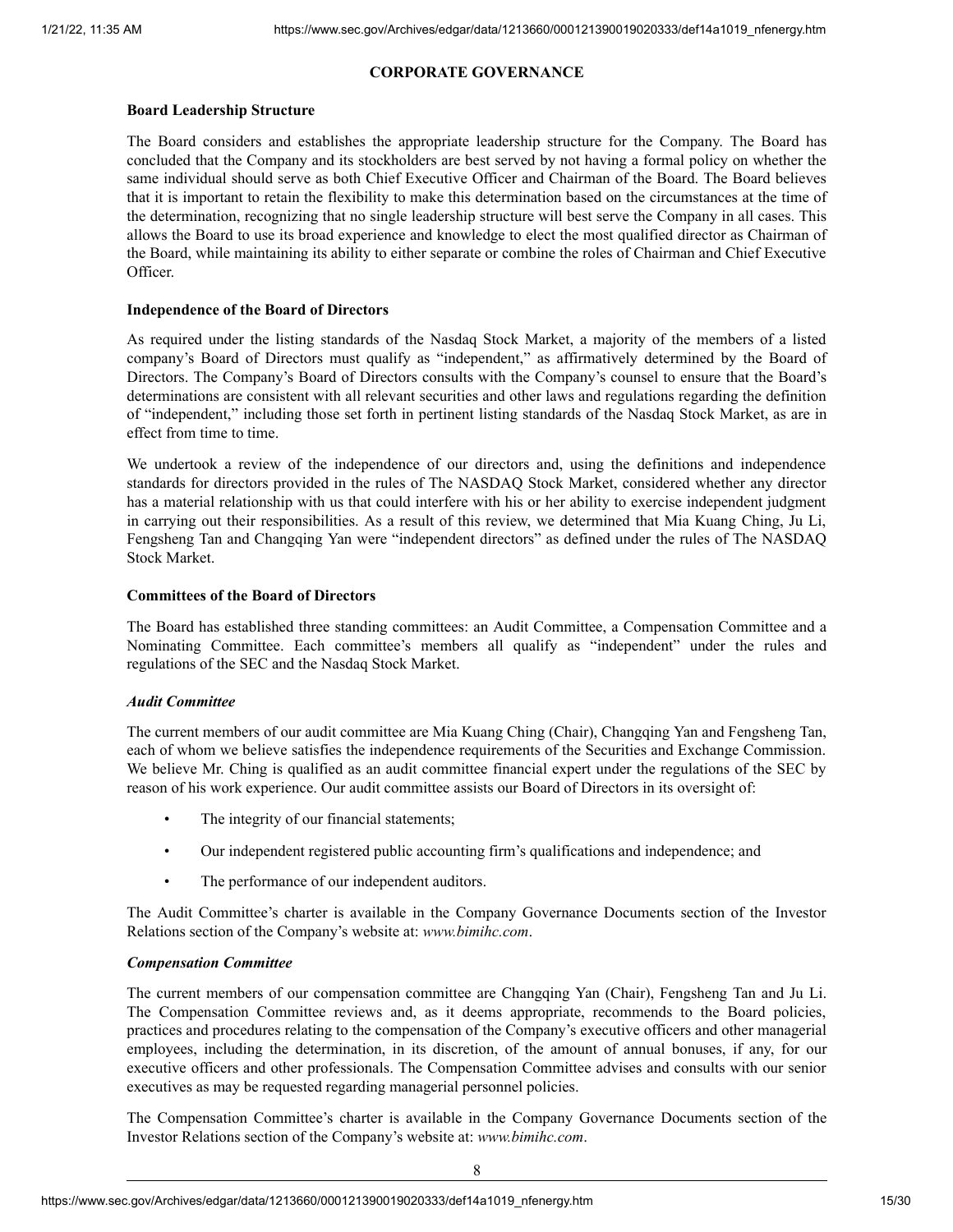## CORPORATE GOVERNANCE

### Board Leadership Structure

The Board considers and establishes the appropriate leadership structure for the Company. The Board has concluded that the Company and its stockholders are best served by not having a formal policy on whether the same individual should serve as both Chief Executive Officer and Chairman of the Board. The Board believes that it is important to retain the flexibility to make this determination based on the circumstances at the time of the determination, recognizing that no single leadership structure will best serve the Company in all cases. This allows the Board to use its broad experience and knowledge to elect the most qualified director as Chairman of the Board, while maintaining its ability to either separate or combine the roles of Chairman and Chief Executive Officer.

### Independence of the Board of Directors

As required under the listing standards of the Nasdaq Stock Market, a majority of the members of a listed company's Board of Directors must qualify as "independent," as affirmatively determined by the Board of Directors. The Company's Board of Directors consults with the Company's counsel to ensure that the Board's determinations are consistent with all relevant securities and other laws and regulations regarding the definition of "independent," including those set forth in pertinent listing standards of the Nasdaq Stock Market, as are in effect from time to time.

We undertook a review of the independence of our directors and, using the definitions and independence standards for directors provided in the rules of The NASDAQ Stock Market, considered whether any director has a material relationship with us that could interfere with his or her ability to exercise independent judgment in carrying out their responsibilities. As a result of this review, we determined that Mia Kuang Ching, Ju Li, Fengsheng Tan and Changqing Yan were "independent directors" as defined under the rules of The NASDAQ Stock Market.

### Committees of the Board of Directors

The Board has established three standing committees: an Audit Committee, a Compensation Committee and a Nominating Committee. Each committee's members all qualify as "independent" under the rules and regulations of the SEC and the Nasdaq Stock Market.

#### *Audit Committee*

The current members of our audit committee are Mia Kuang Ching (Chair), Changqing Yan and Fengsheng Tan, each of whom we believe satisfies the independence requirements of the Securities and Exchange Commission. We believe Mr. Ching is qualified as an audit committee financial expert under the regulations of the SEC by reason of his work experience. Our audit committee assists our Board of Directors in its oversight of:

- The integrity of our financial statements;
- Our independent registered public accounting firm's qualifications and independence; and
- The performance of our independent auditors.

The Audit Committee's charter is available in the Company Governance Documents section of the Investor Relations section of the Company's website at: *www.bimihc.com*.

#### *Compensation Committee*

The current members of our compensation committee are Changqing Yan (Chair), Fengsheng Tan and Ju Li. The Compensation Committee reviews and, as it deems appropriate, recommends to the Board policies, practices and procedures relating to the compensation of the Company's executive officers and other managerial employees, including the determination, in its discretion, of the amount of annual bonuses, if any, for our executive officers and other professionals. The Compensation Committee advises and consults with our senior executives as may be requested regarding managerial personnel policies.

The Compensation Committee's charter is available in the Company Governance Documents section of the Investor Relations section of the Company's website at: *www.bimihc.com*.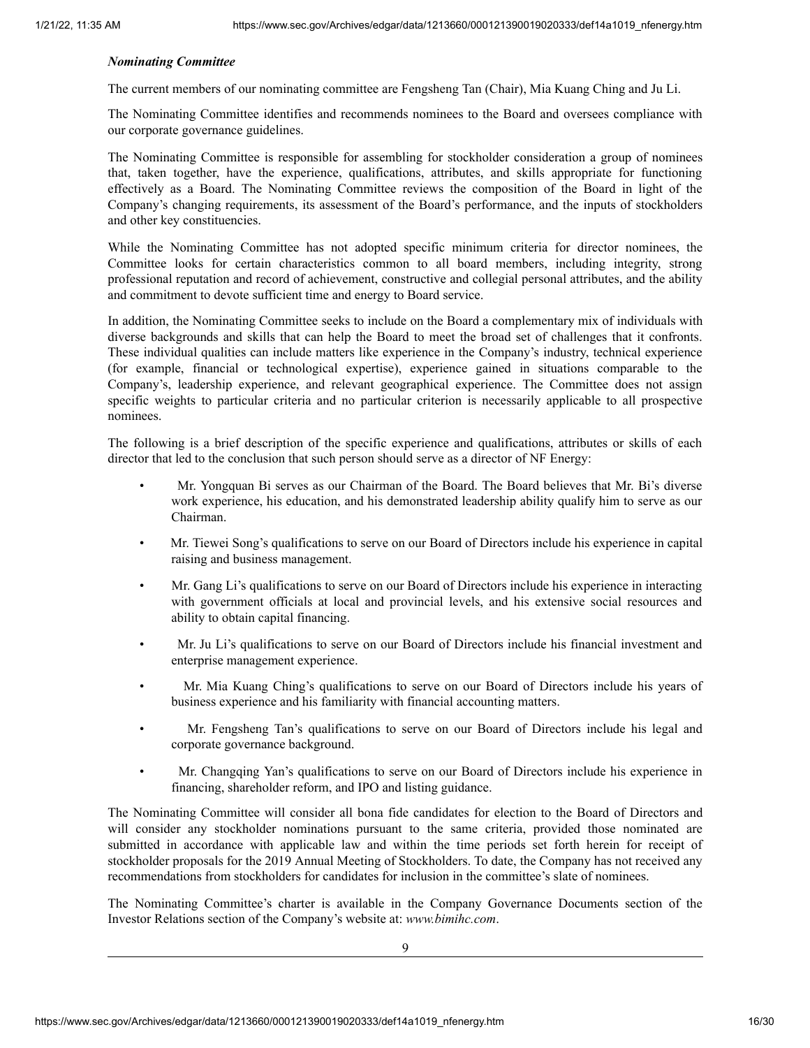### *Nominating Committee*

The current members of our nominating committee are Fengsheng Tan (Chair), Mia Kuang Ching and Ju Li.

The Nominating Committee identifies and recommends nominees to the Board and oversees compliance with our corporate governance guidelines.

The Nominating Committee is responsible for assembling for stockholder consideration a group of nominees that, taken together, have the experience, qualifications, attributes, and skills appropriate for functioning effectively as a Board. The Nominating Committee reviews the composition of the Board in light of the Company's changing requirements, its assessment of the Board's performance, and the inputs of stockholders and other key constituencies.

While the Nominating Committee has not adopted specific minimum criteria for director nominees, the Committee looks for certain characteristics common to all board members, including integrity, strong professional reputation and record of achievement, constructive and collegial personal attributes, and the ability and commitment to devote sufficient time and energy to Board service.

In addition, the Nominating Committee seeks to include on the Board a complementary mix of individuals with diverse backgrounds and skills that can help the Board to meet the broad set of challenges that it confronts. These individual qualities can include matters like experience in the Company's industry, technical experience (for example, financial or technological expertise), experience gained in situations comparable to the Company's, leadership experience, and relevant geographical experience. The Committee does not assign specific weights to particular criteria and no particular criterion is necessarily applicable to all prospective nominees.

The following is a brief description of the specific experience and qualifications, attributes or skills of each director that led to the conclusion that such person should serve as a director of NF Energy:

- Mr. Yongquan Bi serves as our Chairman of the Board. The Board believes that Mr. Bi's diverse work experience, his education, and his demonstrated leadership ability qualify him to serve as our Chairman.
- Mr. Tiewei Song's qualifications to serve on our Board of Directors include his experience in capital raising and business management.
- Mr. Gang Li's qualifications to serve on our Board of Directors include his experience in interacting with government officials at local and provincial levels, and his extensive social resources and ability to obtain capital financing.
- Mr. Ju Li's qualifications to serve on our Board of Directors include his financial investment and enterprise management experience.
- Mr. Mia Kuang Ching's qualifications to serve on our Board of Directors include his years of business experience and his familiarity with financial accounting matters.
- Mr. Fengsheng Tan's qualifications to serve on our Board of Directors include his legal and corporate governance background.
- Mr. Changqing Yan's qualifications to serve on our Board of Directors include his experience in financing, shareholder reform, and IPO and listing guidance.

The Nominating Committee will consider all bona fide candidates for election to the Board of Directors and will consider any stockholder nominations pursuant to the same criteria, provided those nominated are submitted in accordance with applicable law and within the time periods set forth herein for receipt of stockholder proposals for the 2019 Annual Meeting of Stockholders. To date, the Company has not received any recommendations from stockholders for candidates for inclusion in the committee's slate of nominees.

The Nominating Committee's charter is available in the Company Governance Documents section of the Investor Relations section of the Company's website at: *www.bimihc.com*.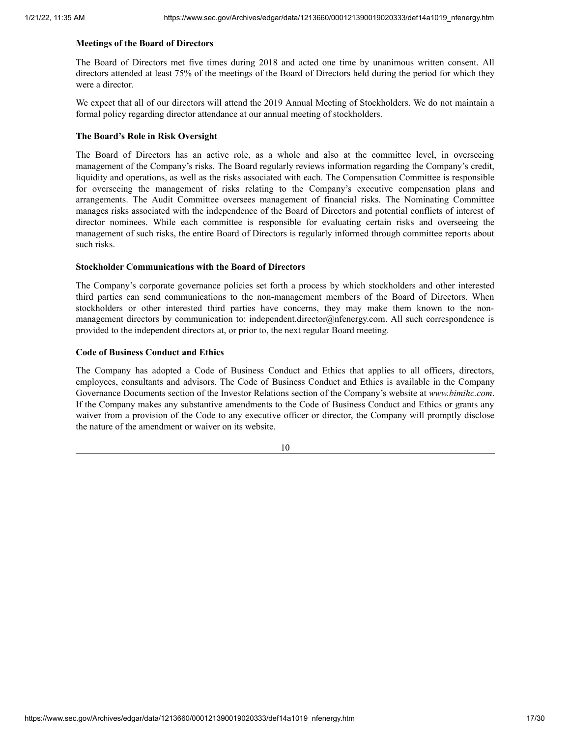**Meetings of the Board of Directors**

The Board of Directors met five times during 2018 and acted one time by unanimous written consent. All directors attended at least 75% of the meetings of the Board of Directors held during the period for which they were a director.

We expect that all of our directors will attend the 2019 Annual Meeting of Stockholders. We do not maintain a formal policy regarding director attendance at our annual meeting of stockholders.

**The Board's Role in Risk Oversight**

The Board of Directors has an active role, as a whole and also at the committee level, in overseeing management of the Company's risks. The Board regularly reviews information regarding the Company's credit, liquidity and operations, as well as the risks associated with each. The Compensation Committee is responsible for overseeing the management of risks relating to the Company's executive compensation plans and arrangements. The Audit Committee oversees management of financial risks. The Nominating Committee manages risks associated with the independence of the Board of Directors and potential conflicts of interest of director nominees. While each committee is responsible for evaluating certain risks and overseeing the management of such risks, the entire Board of Directors is regularly informed through committee reports about such risks.

**Stockholder Communications with the Board of Directors**

The Company's corporate governance policies set forth a process by which stockholders and other interested third parties can send communications to the non-management members of the Board of Directors. When stockholders or other interested third parties have concerns, they may make them known to the non-management directors by communication to: independent.director@nfenergy.com. All such correspondence is provided to the independent directors at, or prior to, the next regular Board meeting.

**Code of Business Conduct and Ethics**

The Company has adopted a Code of Business Conduct and Ethics that applies to all officers, directors, employees, consultants and advisors. The Code of Business Conduct and Ethics is available in the Company Governance Documents section of the Investor Relations section of the Company's website at *www.bimihc.com*. If the Company makes any substantive amendments to the Code of Business Conduct and Ethics or grants any waiver from a provision of the Code to any executive officer or director, the Company will promptly disclose the nature of the amendment or waiver on its website.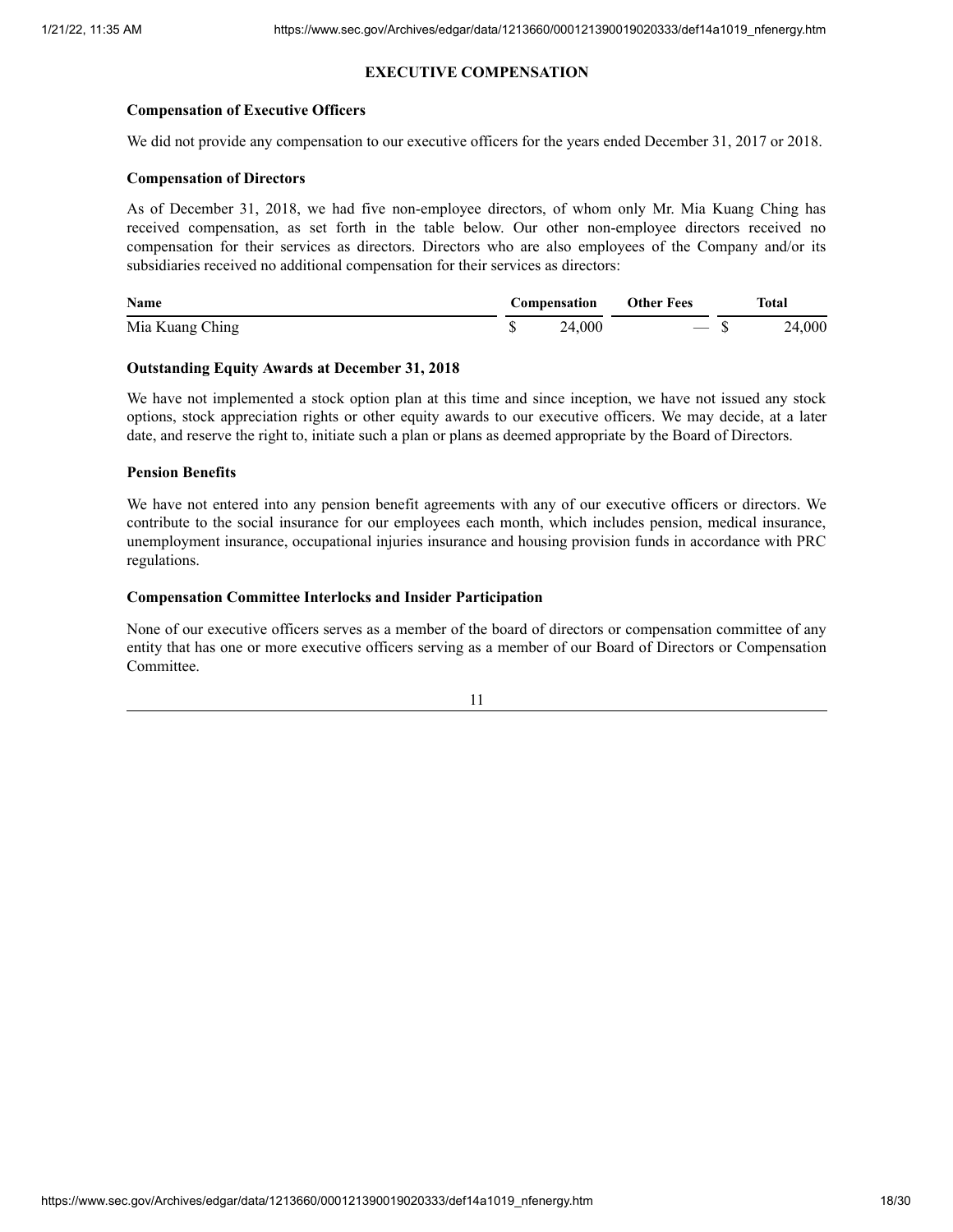## EXECUTIVE COMPENSATION

### Compensation of Executive Officers

We did not provide any compensation to our executive officers for the years ended December 31, 2017 or 2018.

### Compensation of Directors

As of December 31, 2018, we had five non-employee directors, of whom only Mr. Mia Kuang Ching has received compensation, as set forth in the table below. Our other non-employee directors received no compensation for their services as directors. Directors who are also employees of the Company and/or its subsidiaries received no additional compensation for their services as directors:

| Name | Compensation | Other Fees | Total |
|---|---|---|---|
| Mia Kuang Ching | $ 24,000 | — | $ 24,000 |

### Outstanding Equity Awards at December 31, 2018

We have not implemented a stock option plan at this time and since inception, we have not issued any stock options, stock appreciation rights or other equity awards to our executive officers. We may decide, at a later date, and reserve the right to, initiate such a plan or plans as deemed appropriate by the Board of Directors.

### Pension Benefits

We have not entered into any pension benefit agreements with any of our executive officers or directors. We contribute to the social insurance for our employees each month, which includes pension, medical insurance, unemployment insurance, occupational injuries insurance and housing provision funds in accordance with PRC regulations.

### Compensation Committee Interlocks and Insider Participation

None of our executive officers serves as a member of the board of directors or compensation committee of any entity that has one or more executive officers serving as a member of our Board of Directors or Compensation Committee.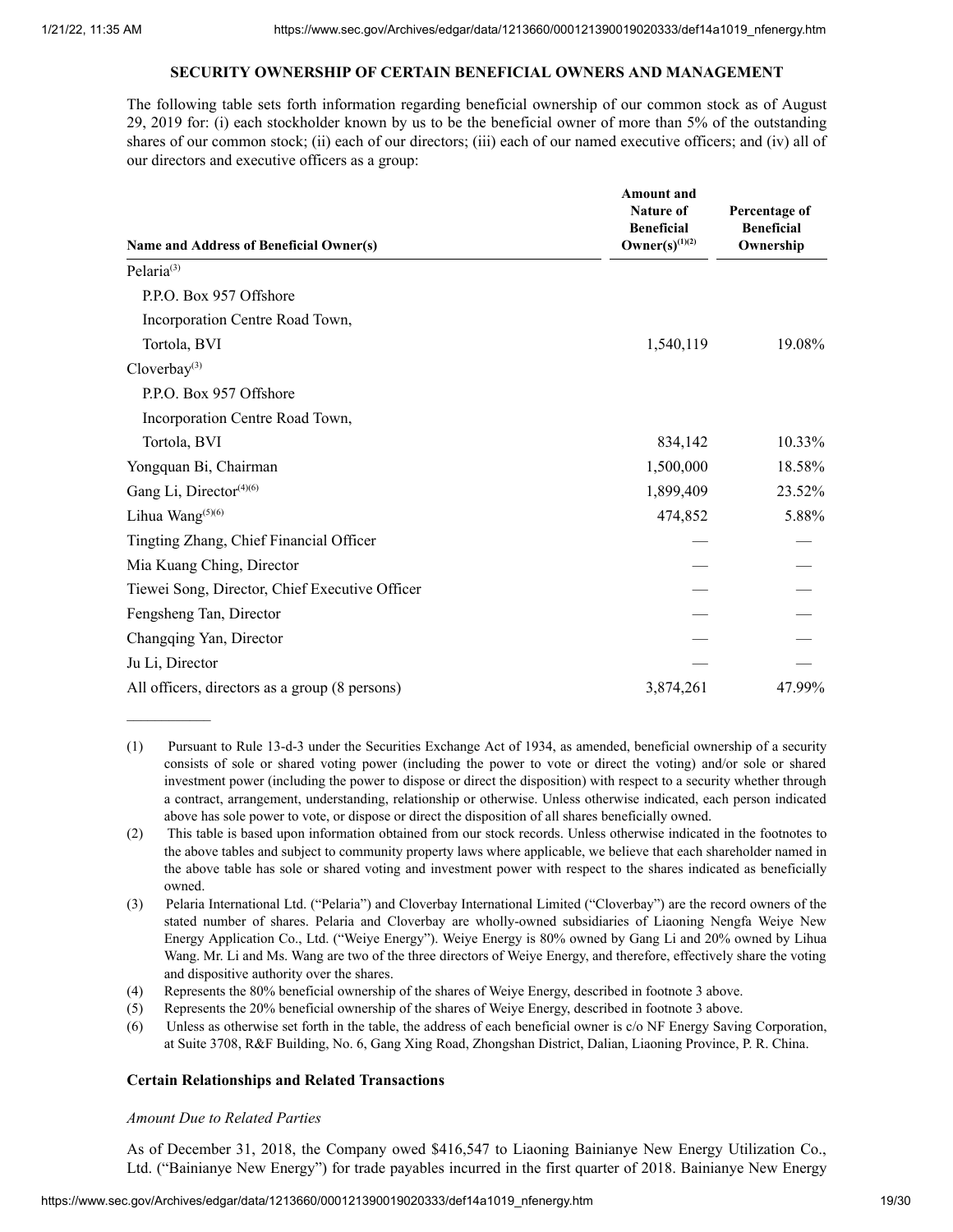## SECURITY OWNERSHIP OF CERTAIN BENEFICIAL OWNERS AND MANAGEMENT

The following table sets forth information regarding beneficial ownership of our common stock as of August 29, 2019 for: (i) each stockholder known by us to be the beneficial owner of more than 5% of the outstanding shares of our common stock; (ii) each of our directors; (iii) each of our named executive officers; and (iv) all of our directors and executive officers as a group:

| Name and Address of Beneficial Owner(s) | Amount and Nature of Beneficial Owner(s)[(1)(2)] | Percentage of Beneficial Ownership |
|---|---|---|
| Pelaria[(3)] | | |
| P.P.O. Box 957 Offshore | | |
| Incorporation Centre Road Town, | | |
| Tortola, BVI | 1,540,119 | 19.08% |
| Cloverbay[(3)] | | |
| P.P.O. Box 957 Offshore | | |
| Incorporation Centre Road Town, | | |
| Tortola, BVI | 834,142 | 10.33% |
| Yongquan Bi, Chairman | 1,500,000 | 18.58% |
| Gang Li, Director[(4)(6)] | 1,899,409 | 23.52% |
| Lihua Wang[(5)(6)] | 474,852 | 5.88% |
| Tingting Zhang, Chief Financial Officer | — | — |
| Mia Kuang Ching, Director | — | — |
| Tiewei Song, Director, Chief Executive Officer | — | — |
| Fengsheng Tan, Director | — | — |
| Changqing Yan, Director | — | — |
| Ju Li, Director | — | — |
| All officers, directors as a group (8 persons) | 3,874,261 | 47.99% |

(1) Pursuant to Rule 13-d-3 under the Securities Exchange Act of 1934, as amended, beneficial ownership of a security consists of sole or shared voting power (including the power to vote or direct the voting) and/or sole or shared investment power (including the power to dispose or direct the disposition) with respect to a security whether through a contract, arrangement, understanding, relationship or otherwise. Unless otherwise indicated, each person indicated above has sole power to vote, or dispose or direct the disposition of all shares beneficially owned.

(2) This table is based upon information obtained from our stock records. Unless otherwise indicated in the footnotes to the above tables and subject to community property laws where applicable, we believe that each shareholder named in the above table has sole or shared voting and investment power with respect to the shares indicated as beneficially owned.

(3) Pelaria International Ltd. ("Pelaria") and Cloverbay International Limited ("Cloverbay") are the record owners of the stated number of shares. Pelaria and Cloverbay are wholly-owned subsidiaries of Liaoning Nengfa Weiye New Energy Application Co., Ltd. ("Weiye Energy"). Weiye Energy is 80% owned by Gang Li and 20% owned by Lihua Wang. Mr. Li and Ms. Wang are two of the three directors of Weiye Energy, and therefore, effectively share the voting and dispositive authority over the shares.

(4) Represents the 80% beneficial ownership of the shares of Weiye Energy, described in footnote 3 above.

(5) Represents the 20% beneficial ownership of the shares of Weiye Energy, described in footnote 3 above.

(6) Unless as otherwise set forth in the table, the address of each beneficial owner is c/o NF Energy Saving Corporation, at Suite 3708, R&F Building, No. 6, Gang Xing Road, Zhongshan District, Dalian, Liaoning Province, P. R. China.

### Certain Relationships and Related Transactions

*Amount Due to Related Parties*

As of December 31, 2018, the Company owed $416,547 to Liaoning Bainianye New Energy Utilization Co., Ltd. ("Bainianye New Energy") for trade payables incurred in the first quarter of 2018. Bainianye New Energy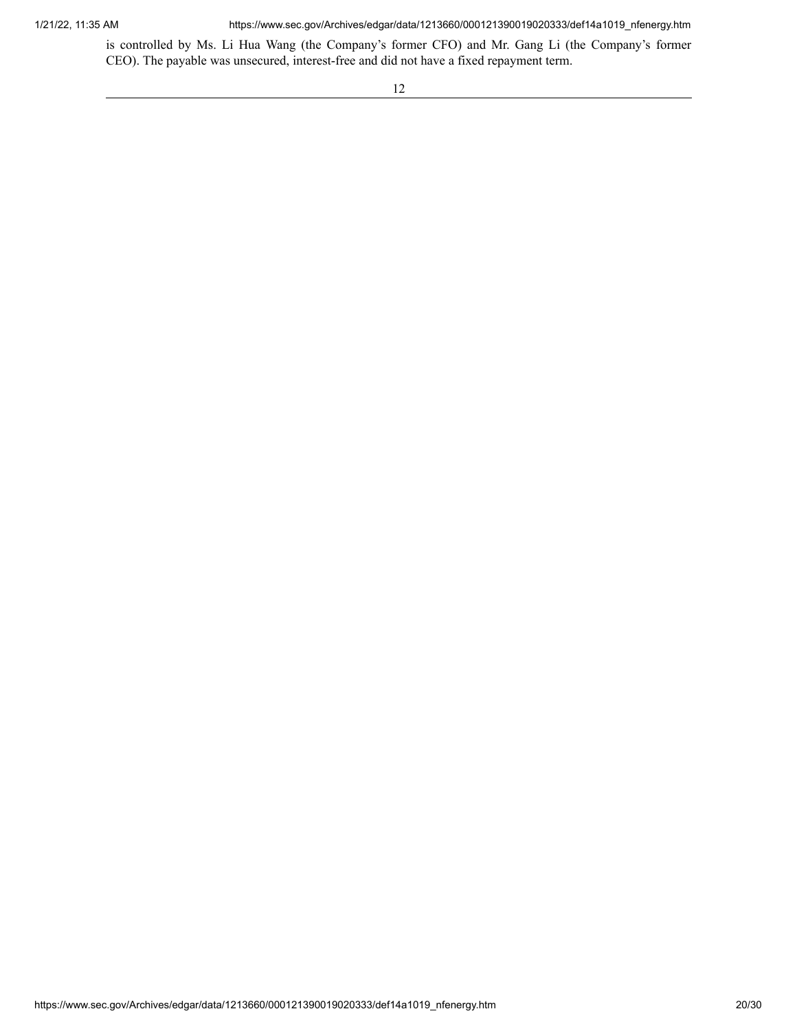is controlled by Ms. Li Hua Wang (the Company's former CFO) and Mr. Gang Li (the Company's former CEO). The payable was unsecured, interest-free and did not have a fixed repayment term.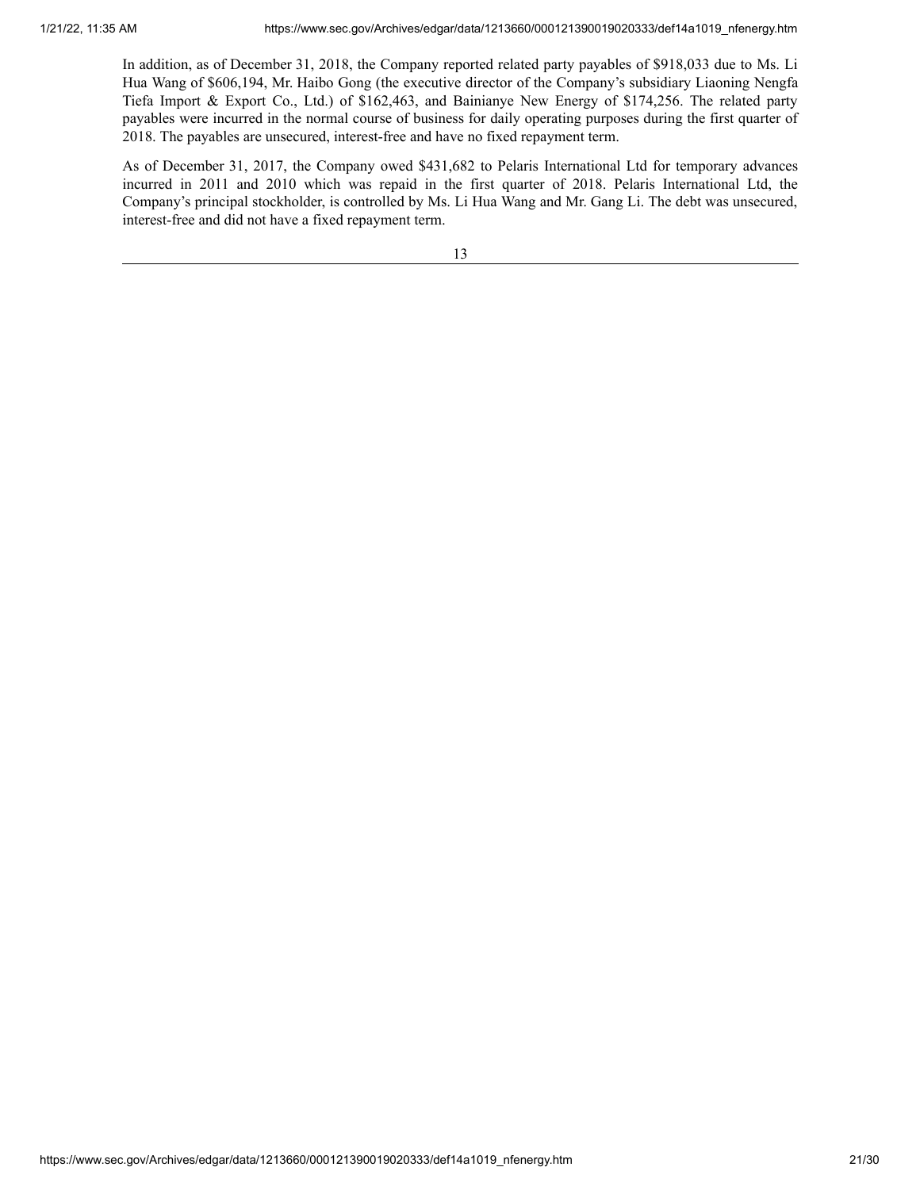In addition, as of December 31, 2018, the Company reported related party payables of $918,033 due to Ms. Li Hua Wang of $606,194, Mr. Haibo Gong (the executive director of the Company's subsidiary Liaoning Nengfa Tiefa Import & Export Co., Ltd.) of $162,463, and Bainianye New Energy of $174,256. The related party payables were incurred in the normal course of business for daily operating purposes during the first quarter of 2018. The payables are unsecured, interest-free and have no fixed repayment term.

As of December 31, 2017, the Company owed $431,682 to Pelaris International Ltd for temporary advances incurred in 2011 and 2010 which was repaid in the first quarter of 2018. Pelaris International Ltd, the Company's principal stockholder, is controlled by Ms. Li Hua Wang and Mr. Gang Li. The debt was unsecured, interest-free and did not have a fixed repayment term.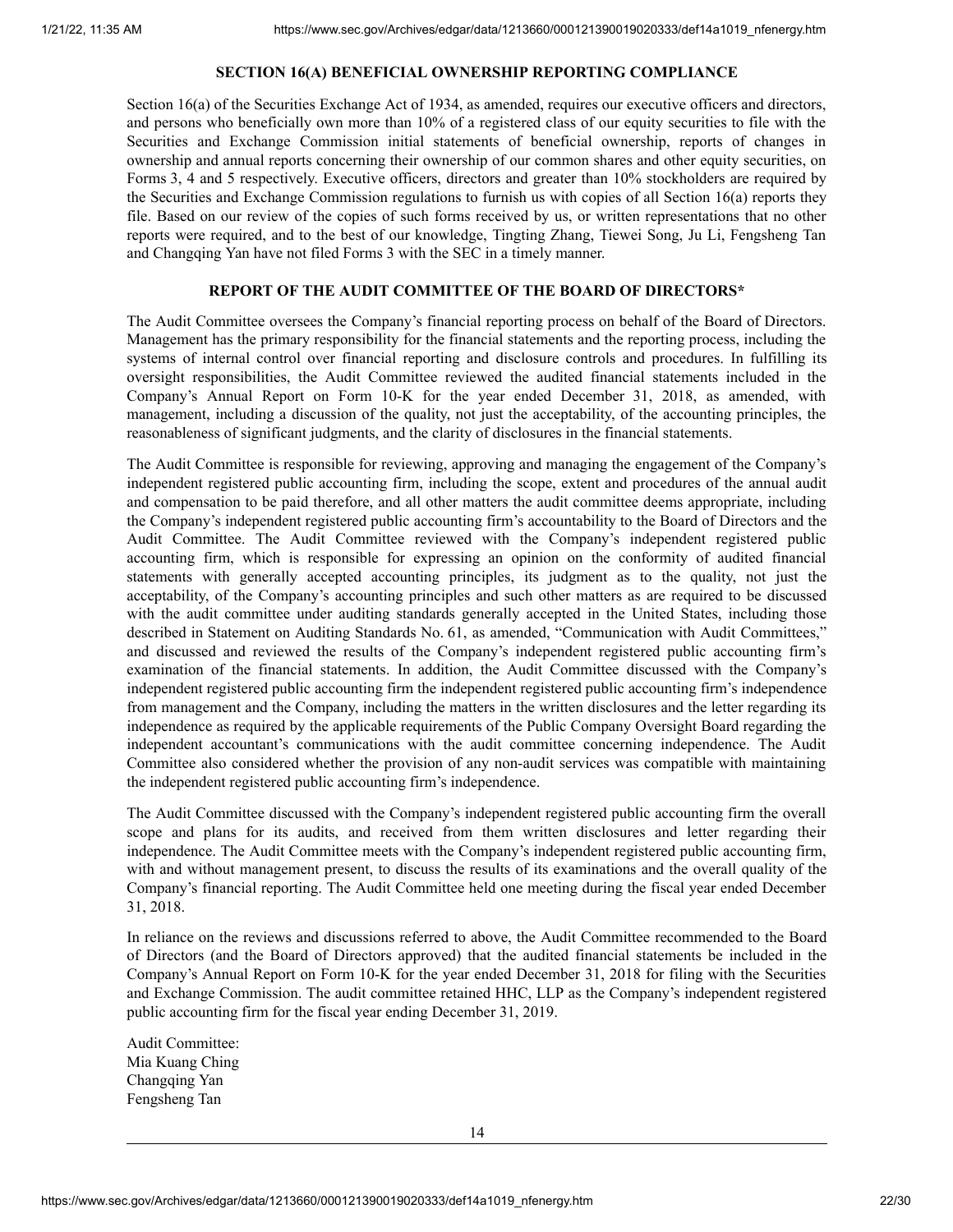## SECTION 16(A) BENEFICIAL OWNERSHIP REPORTING COMPLIANCE

Section 16(a) of the Securities Exchange Act of 1934, as amended, requires our executive officers and directors, and persons who beneficially own more than 10% of a registered class of our equity securities to file with the Securities and Exchange Commission initial statements of beneficial ownership, reports of changes in ownership and annual reports concerning their ownership of our common shares and other equity securities, on Forms 3, 4 and 5 respectively. Executive officers, directors and greater than 10% stockholders are required by the Securities and Exchange Commission regulations to furnish us with copies of all Section 16(a) reports they file. Based on our review of the copies of such forms received by us, or written representations that no other reports were required, and to the best of our knowledge, Tingting Zhang, Tiewei Song, Ju Li, Fengsheng Tan and Changqing Yan have not filed Forms 3 with the SEC in a timely manner.

## REPORT OF THE AUDIT COMMITTEE OF THE BOARD OF DIRECTORS*

The Audit Committee oversees the Company's financial reporting process on behalf of the Board of Directors. Management has the primary responsibility for the financial statements and the reporting process, including the systems of internal control over financial reporting and disclosure controls and procedures. In fulfilling its oversight responsibilities, the Audit Committee reviewed the audited financial statements included in the Company's Annual Report on Form 10-K for the year ended December 31, 2018, as amended, with management, including a discussion of the quality, not just the acceptability, of the accounting principles, the reasonableness of significant judgments, and the clarity of disclosures in the financial statements.

The Audit Committee is responsible for reviewing, approving and managing the engagement of the Company's independent registered public accounting firm, including the scope, extent and procedures of the annual audit and compensation to be paid therefore, and all other matters the audit committee deems appropriate, including the Company's independent registered public accounting firm's accountability to the Board of Directors and the Audit Committee. The Audit Committee reviewed with the Company's independent registered public accounting firm, which is responsible for expressing an opinion on the conformity of audited financial statements with generally accepted accounting principles, its judgment as to the quality, not just the acceptability, of the Company's accounting principles and such other matters as are required to be discussed with the audit committee under auditing standards generally accepted in the United States, including those described in Statement on Auditing Standards No. 61, as amended, "Communication with Audit Committees," and discussed and reviewed the results of the Company's independent registered public accounting firm's examination of the financial statements. In addition, the Audit Committee discussed with the Company's independent registered public accounting firm the independent registered public accounting firm's independence from management and the Company, including the matters in the written disclosures and the letter regarding its independence as required by the applicable requirements of the Public Company Oversight Board regarding the independent accountant's communications with the audit committee concerning independence. The Audit Committee also considered whether the provision of any non-audit services was compatible with maintaining the independent registered public accounting firm's independence.

The Audit Committee discussed with the Company's independent registered public accounting firm the overall scope and plans for its audits, and received from them written disclosures and letter regarding their independence. The Audit Committee meets with the Company's independent registered public accounting firm, with and without management present, to discuss the results of its examinations and the overall quality of the Company's financial reporting. The Audit Committee held one meeting during the fiscal year ended December 31, 2018.

In reliance on the reviews and discussions referred to above, the Audit Committee recommended to the Board of Directors (and the Board of Directors approved) that the audited financial statements be included in the Company's Annual Report on Form 10-K for the year ended December 31, 2018 for filing with the Securities and Exchange Commission. The audit committee retained HHC, LLP as the Company's independent registered public accounting firm for the fiscal year ending December 31, 2019.

Audit Committee:
Mia Kuang Ching
Changqing Yan
Fengsheng Tan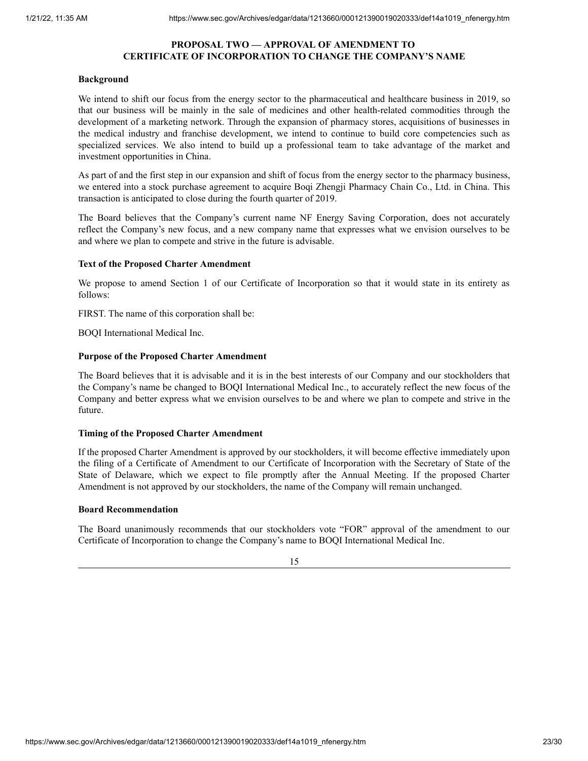## PROPOSAL TWO — APPROVAL OF AMENDMENT TO CERTIFICATE OF INCORPORATION TO CHANGE THE COMPANY'S NAME

**Background**

We intend to shift our focus from the energy sector to the pharmaceutical and healthcare business in 2019, so that our business will be mainly in the sale of medicines and other health-related commodities through the development of a marketing network. Through the expansion of pharmacy stores, acquisitions of businesses in the medical industry and franchise development, we intend to continue to build core competencies such as specialized services. We also intend to build up a professional team to take advantage of the market and investment opportunities in China.

As part of and the first step in our expansion and shift of focus from the energy sector to the pharmacy business, we entered into a stock purchase agreement to acquire Boqi Zhengji Pharmacy Chain Co., Ltd. in China. This transaction is anticipated to close during the fourth quarter of 2019.

The Board believes that the Company's current name NF Energy Saving Corporation, does not accurately reflect the Company's new focus, and a new company name that expresses what we envision ourselves to be and where we plan to compete and strive in the future is advisable.

**Text of the Proposed Charter Amendment**

We propose to amend Section 1 of our Certificate of Incorporation so that it would state in its entirety as follows:

FIRST. The name of this corporation shall be:

BOQI International Medical Inc.

**Purpose of the Proposed Charter Amendment**

The Board believes that it is advisable and it is in the best interests of our Company and our stockholders that the Company's name be changed to BOQI International Medical Inc., to accurately reflect the new focus of the Company and better express what we envision ourselves to be and where we plan to compete and strive in the future.

**Timing of the Proposed Charter Amendment**

If the proposed Charter Amendment is approved by our stockholders, it will become effective immediately upon the filing of a Certificate of Amendment to our Certificate of Incorporation with the Secretary of State of the State of Delaware, which we expect to file promptly after the Annual Meeting. If the proposed Charter Amendment is not approved by our stockholders, the name of the Company will remain unchanged.

**Board Recommendation**

The Board unanimously recommends that our stockholders vote "FOR" approval of the amendment to our Certificate of Incorporation to change the Company's name to BOQI International Medical Inc.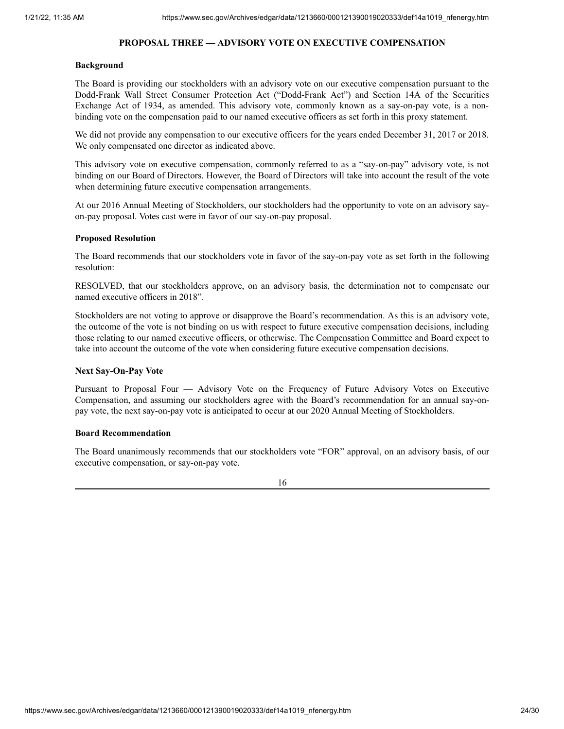## PROPOSAL THREE — ADVISORY VOTE ON EXECUTIVE COMPENSATION

**Background**

The Board is providing our stockholders with an advisory vote on our executive compensation pursuant to the Dodd-Frank Wall Street Consumer Protection Act ("Dodd-Frank Act") and Section 14A of the Securities Exchange Act of 1934, as amended. This advisory vote, commonly known as a say-on-pay vote, is a non-binding vote on the compensation paid to our named executive officers as set forth in this proxy statement.

We did not provide any compensation to our executive officers for the years ended December 31, 2017 or 2018. We only compensated one director as indicated above.

This advisory vote on executive compensation, commonly referred to as a "say-on-pay" advisory vote, is not binding on our Board of Directors. However, the Board of Directors will take into account the result of the vote when determining future executive compensation arrangements.

At our 2016 Annual Meeting of Stockholders, our stockholders had the opportunity to vote on an advisory say-on-pay proposal. Votes cast were in favor of our say-on-pay proposal.

**Proposed Resolution**

The Board recommends that our stockholders vote in favor of the say-on-pay vote as set forth in the following resolution:

RESOLVED, that our stockholders approve, on an advisory basis, the determination not to compensate our named executive officers in 2018".

Stockholders are not voting to approve or disapprove the Board's recommendation. As this is an advisory vote, the outcome of the vote is not binding on us with respect to future executive compensation decisions, including those relating to our named executive officers, or otherwise. The Compensation Committee and Board expect to take into account the outcome of the vote when considering future executive compensation decisions.

**Next Say-On-Pay Vote**

Pursuant to Proposal Four — Advisory Vote on the Frequency of Future Advisory Votes on Executive Compensation, and assuming our stockholders agree with the Board's recommendation for an annual say-on-pay vote, the next say-on-pay vote is anticipated to occur at our 2020 Annual Meeting of Stockholders.

**Board Recommendation**

The Board unanimously recommends that our stockholders vote "FOR" approval, on an advisory basis, of our executive compensation, or say-on-pay vote.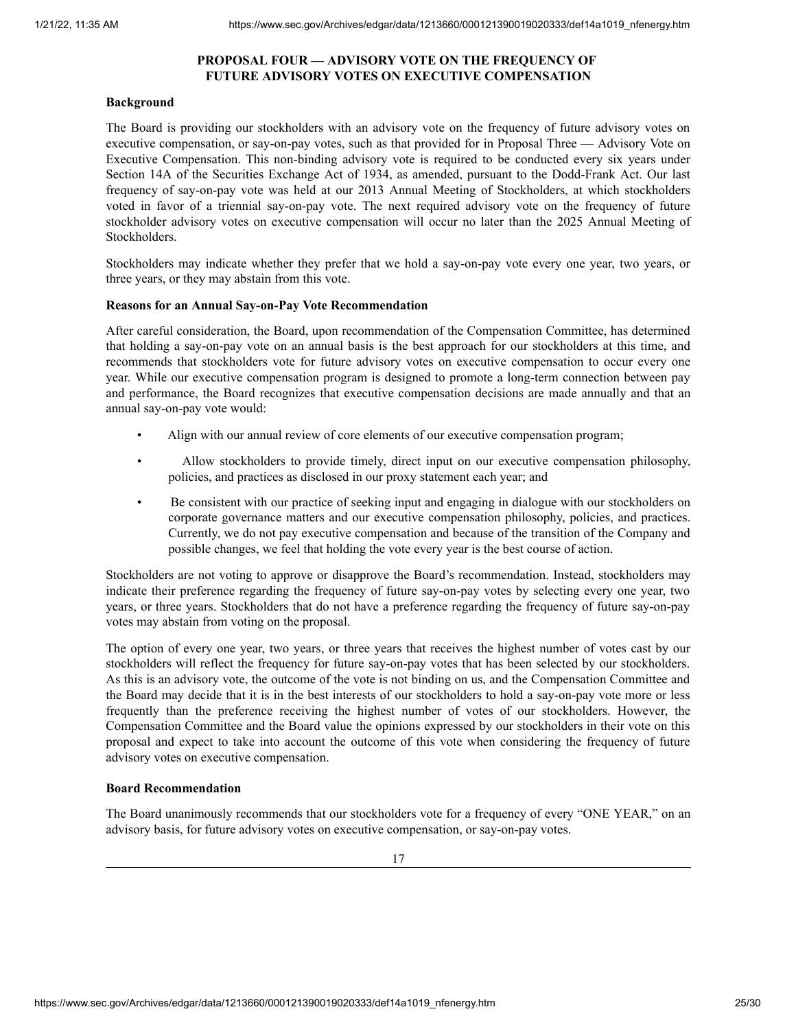## PROPOSAL FOUR — ADVISORY VOTE ON THE FREQUENCY OF FUTURE ADVISORY VOTES ON EXECUTIVE COMPENSATION

**Background**

The Board is providing our stockholders with an advisory vote on the frequency of future advisory votes on executive compensation, or say-on-pay votes, such as that provided for in Proposal Three — Advisory Vote on Executive Compensation. This non-binding advisory vote is required to be conducted every six years under Section 14A of the Securities Exchange Act of 1934, as amended, pursuant to the Dodd-Frank Act. Our last frequency of say-on-pay vote was held at our 2013 Annual Meeting of Stockholders, at which stockholders voted in favor of a triennial say-on-pay vote. The next required advisory vote on the frequency of future stockholder advisory votes on executive compensation will occur no later than the 2025 Annual Meeting of Stockholders.

Stockholders may indicate whether they prefer that we hold a say-on-pay vote every one year, two years, or three years, or they may abstain from this vote.

**Reasons for an Annual Say-on-Pay Vote Recommendation**

After careful consideration, the Board, upon recommendation of the Compensation Committee, has determined that holding a say-on-pay vote on an annual basis is the best approach for our stockholders at this time, and recommends that stockholders vote for future advisory votes on executive compensation to occur every one year. While our executive compensation program is designed to promote a long-term connection between pay and performance, the Board recognizes that executive compensation decisions are made annually and that an annual say-on-pay vote would:

- Align with our annual review of core elements of our executive compensation program;
- Allow stockholders to provide timely, direct input on our executive compensation philosophy, policies, and practices as disclosed in our proxy statement each year; and
- Be consistent with our practice of seeking input and engaging in dialogue with our stockholders on corporate governance matters and our executive compensation philosophy, policies, and practices. Currently, we do not pay executive compensation and because of the transition of the Company and possible changes, we feel that holding the vote every year is the best course of action.

Stockholders are not voting to approve or disapprove the Board's recommendation. Instead, stockholders may indicate their preference regarding the frequency of future say-on-pay votes by selecting every one year, two years, or three years. Stockholders that do not have a preference regarding the frequency of future say-on-pay votes may abstain from voting on the proposal.

The option of every one year, two years, or three years that receives the highest number of votes cast by our stockholders will reflect the frequency for future say-on-pay votes that has been selected by our stockholders. As this is an advisory vote, the outcome of the vote is not binding on us, and the Compensation Committee and the Board may decide that it is in the best interests of our stockholders to hold a say-on-pay vote more or less frequently than the preference receiving the highest number of votes of our stockholders. However, the Compensation Committee and the Board value the opinions expressed by our stockholders in their vote on this proposal and expect to take into account the outcome of this vote when considering the frequency of future advisory votes on executive compensation.

**Board Recommendation**

The Board unanimously recommends that our stockholders vote for a frequency of every "ONE YEAR," on an advisory basis, for future advisory votes on executive compensation, or say-on-pay votes.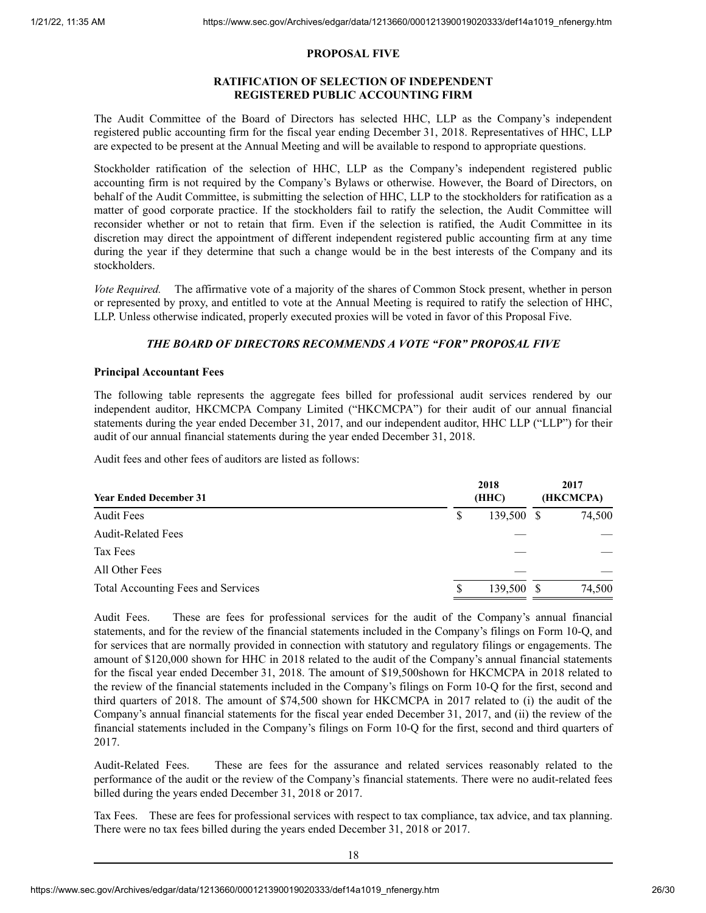## PROPOSAL FIVE

### RATIFICATION OF SELECTION OF INDEPENDENT REGISTERED PUBLIC ACCOUNTING FIRM

The Audit Committee of the Board of Directors has selected HHC, LLP as the Company's independent registered public accounting firm for the fiscal year ending December 31, 2018. Representatives of HHC, LLP are expected to be present at the Annual Meeting and will be available to respond to appropriate questions.

Stockholder ratification of the selection of HHC, LLP as the Company's independent registered public accounting firm is not required by the Company's Bylaws or otherwise. However, the Board of Directors, on behalf of the Audit Committee, is submitting the selection of HHC, LLP to the stockholders for ratification as a matter of good corporate practice. If the stockholders fail to ratify the selection, the Audit Committee will reconsider whether or not to retain that firm. Even if the selection is ratified, the Audit Committee in its discretion may direct the appointment of different independent registered public accounting firm at any time during the year if they determine that such a change would be in the best interests of the Company and its stockholders.

*Vote Required.* The affirmative vote of a majority of the shares of Common Stock present, whether in person or represented by proxy, and entitled to vote at the Annual Meeting is required to ratify the selection of HHC, LLP. Unless otherwise indicated, properly executed proxies will be voted in favor of this Proposal Five.

***THE BOARD OF DIRECTORS RECOMMENDS A VOTE "FOR" PROPOSAL FIVE***

**Principal Accountant Fees**

The following table represents the aggregate fees billed for professional audit services rendered by our independent auditor, HKCMCPA Company Limited ("HKCMCPA") for their audit of our annual financial statements during the year ended December 31, 2017, and our independent auditor, HHC LLP ("LLP") for their audit of our annual financial statements during the year ended December 31, 2018.

Audit fees and other fees of auditors are listed as follows:

| Year Ended December 31 | 2018 (HHC) | 2017 (HKCMCPA) |
|---|---|---|
| Audit Fees | $ 139,500 | $ 74,500 |
| Audit-Related Fees | — | — |
| Tax Fees | — | — |
| All Other Fees | — | — |
| Total Accounting Fees and Services | $ 139,500 | $ 74,500 |

Audit Fees. These are fees for professional services for the audit of the Company's annual financial statements, and for the review of the financial statements included in the Company's filings on Form 10-Q, and for services that are normally provided in connection with statutory and regulatory filings or engagements. The amount of $120,000 shown for HHC in 2018 related to the audit of the Company's annual financial statements for the fiscal year ended December 31, 2018. The amount of $19,500shown for HKCMCPA in 2018 related to the review of the financial statements included in the Company's filings on Form 10-Q for the first, second and third quarters of 2018. The amount of $74,500 shown for HKCMCPA in 2017 related to (i) the audit of the Company's annual financial statements for the fiscal year ended December 31, 2017, and (ii) the review of the financial statements included in the Company's filings on Form 10-Q for the first, second and third quarters of 2017.

Audit-Related Fees. These are fees for the assurance and related services reasonably related to the performance of the audit or the review of the Company's financial statements. There were no audit-related fees billed during the years ended December 31, 2018 or 2017.

Tax Fees. These are fees for professional services with respect to tax compliance, tax advice, and tax planning. There were no tax fees billed during the years ended December 31, 2018 or 2017.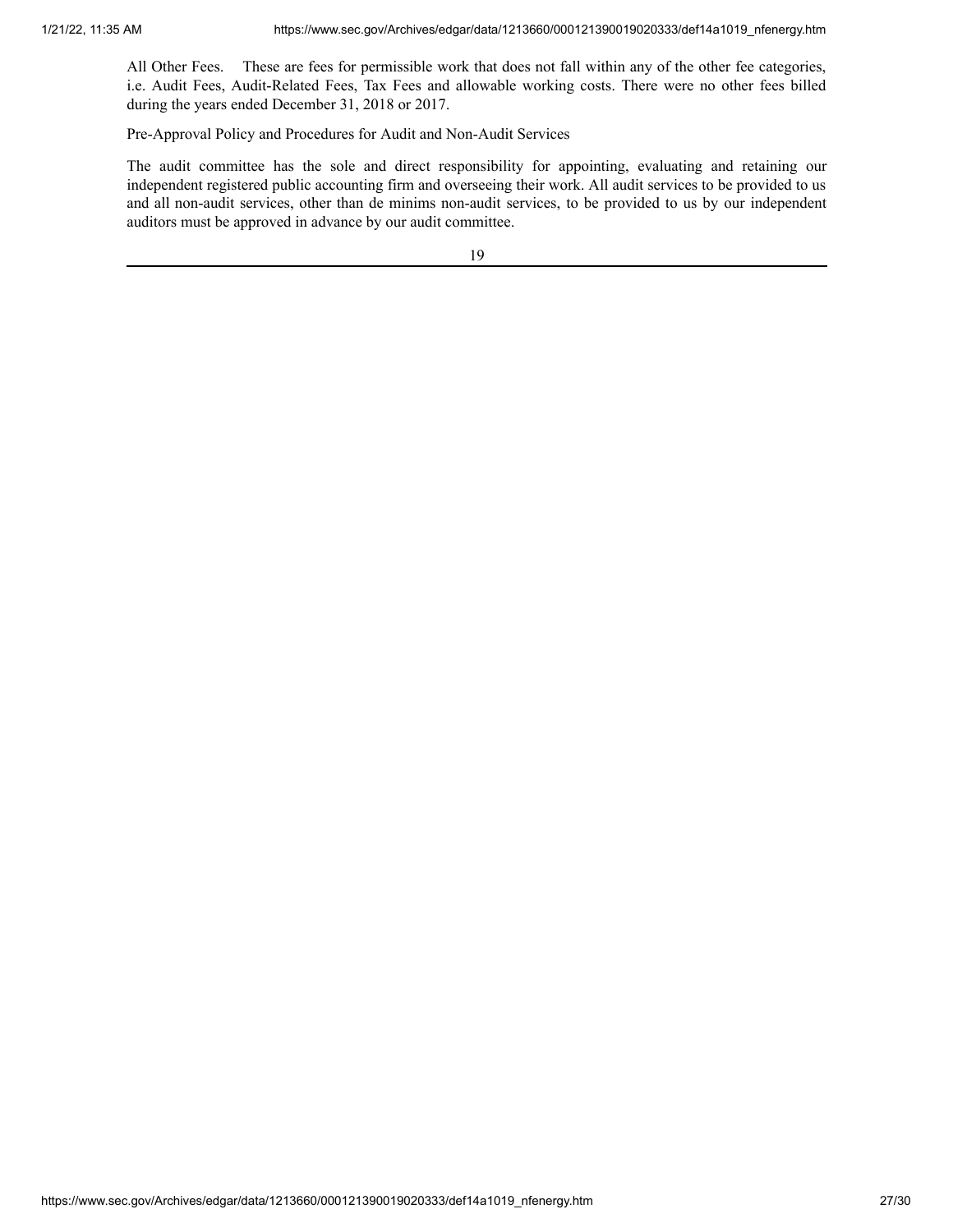All Other Fees. These are fees for permissible work that does not fall within any of the other fee categories, i.e. Audit Fees, Audit-Related Fees, Tax Fees and allowable working costs. There were no other fees billed during the years ended December 31, 2018 or 2017.

Pre-Approval Policy and Procedures for Audit and Non-Audit Services

The audit committee has the sole and direct responsibility for appointing, evaluating and retaining our independent registered public accounting firm and overseeing their work. All audit services to be provided to us and all non-audit services, other than de minims non-audit services, to be provided to us by our independent auditors must be approved in advance by our audit committee.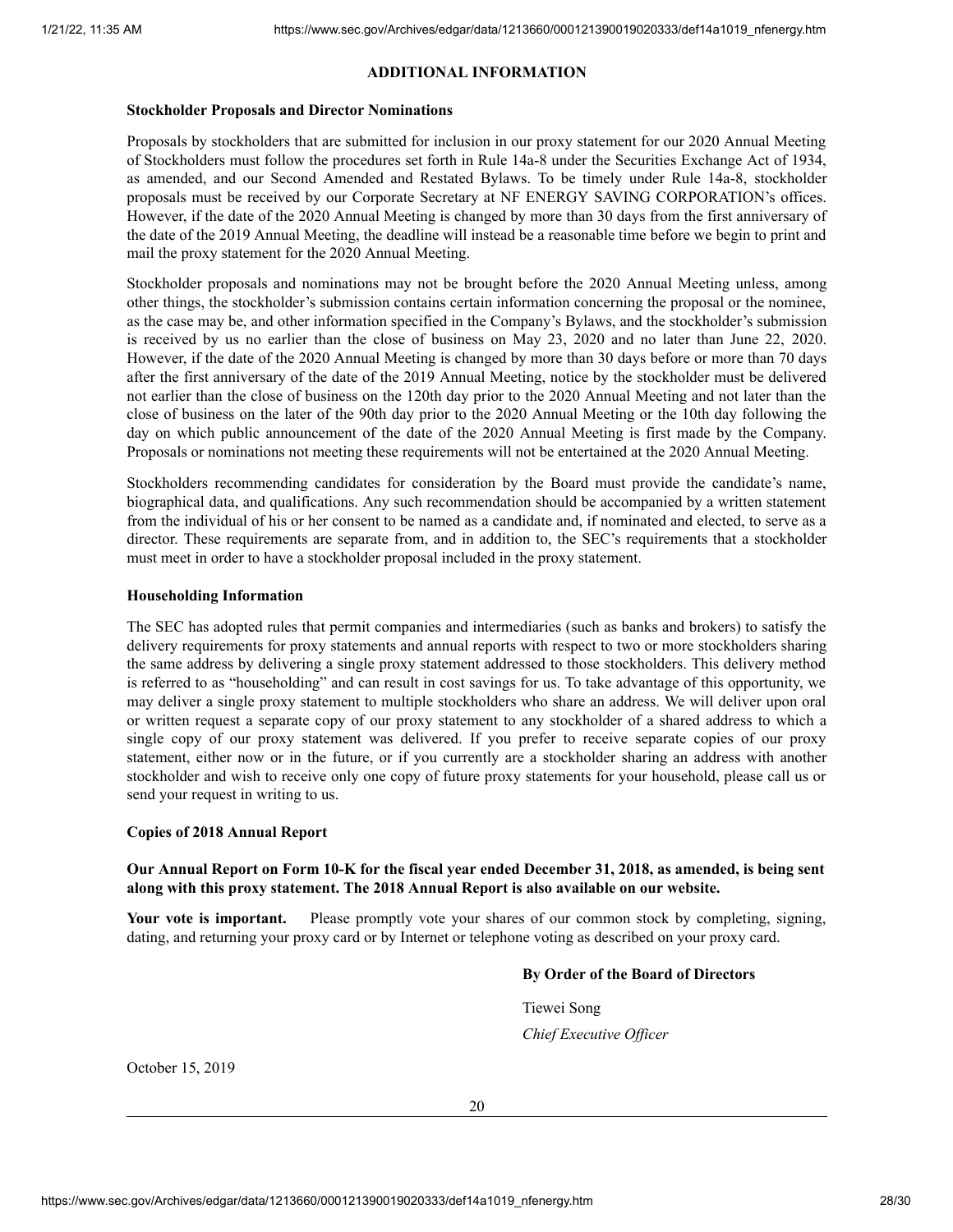## ADDITIONAL INFORMATION

### Stockholder Proposals and Director Nominations

Proposals by stockholders that are submitted for inclusion in our proxy statement for our 2020 Annual Meeting of Stockholders must follow the procedures set forth in Rule 14a-8 under the Securities Exchange Act of 1934, as amended, and our Second Amended and Restated Bylaws. To be timely under Rule 14a-8, stockholder proposals must be received by our Corporate Secretary at NF ENERGY SAVING CORPORATION's offices. However, if the date of the 2020 Annual Meeting is changed by more than 30 days from the first anniversary of the date of the 2019 Annual Meeting, the deadline will instead be a reasonable time before we begin to print and mail the proxy statement for the 2020 Annual Meeting.

Stockholder proposals and nominations may not be brought before the 2020 Annual Meeting unless, among other things, the stockholder's submission contains certain information concerning the proposal or the nominee, as the case may be, and other information specified in the Company's Bylaws, and the stockholder's submission is received by us no earlier than the close of business on May 23, 2020 and no later than June 22, 2020. However, if the date of the 2020 Annual Meeting is changed by more than 30 days before or more than 70 days after the first anniversary of the date of the 2019 Annual Meeting, notice by the stockholder must be delivered not earlier than the close of business on the 120th day prior to the 2020 Annual Meeting and not later than the close of business on the later of the 90th day prior to the 2020 Annual Meeting or the 10th day following the day on which public announcement of the date of the 2020 Annual Meeting is first made by the Company. Proposals or nominations not meeting these requirements will not be entertained at the 2020 Annual Meeting.

Stockholders recommending candidates for consideration by the Board must provide the candidate's name, biographical data, and qualifications. Any such recommendation should be accompanied by a written statement from the individual of his or her consent to be named as a candidate and, if nominated and elected, to serve as a director. These requirements are separate from, and in addition to, the SEC's requirements that a stockholder must meet in order to have a stockholder proposal included in the proxy statement.

### Householding Information

The SEC has adopted rules that permit companies and intermediaries (such as banks and brokers) to satisfy the delivery requirements for proxy statements and annual reports with respect to two or more stockholders sharing the same address by delivering a single proxy statement addressed to those stockholders. This delivery method is referred to as "householding" and can result in cost savings for us. To take advantage of this opportunity, we may deliver a single proxy statement to multiple stockholders who share an address. We will deliver upon oral or written request a separate copy of our proxy statement to any stockholder of a shared address to which a single copy of our proxy statement was delivered. If you prefer to receive separate copies of our proxy statement, either now or in the future, or if you currently are a stockholder sharing an address with another stockholder and wish to receive only one copy of future proxy statements for your household, please call us or send your request in writing to us.

### Copies of 2018 Annual Report

**Our Annual Report on Form 10-K for the fiscal year ended December 31, 2018, as amended, is being sent along with this proxy statement. The 2018 Annual Report is also available on our website.**

**Your vote is important.** Please promptly vote your shares of our common stock by completing, signing, dating, and returning your proxy card or by Internet or telephone voting as described on your proxy card.

**By Order of the Board of Directors**

Tiewei Song

*Chief Executive Officer*

October 15, 2019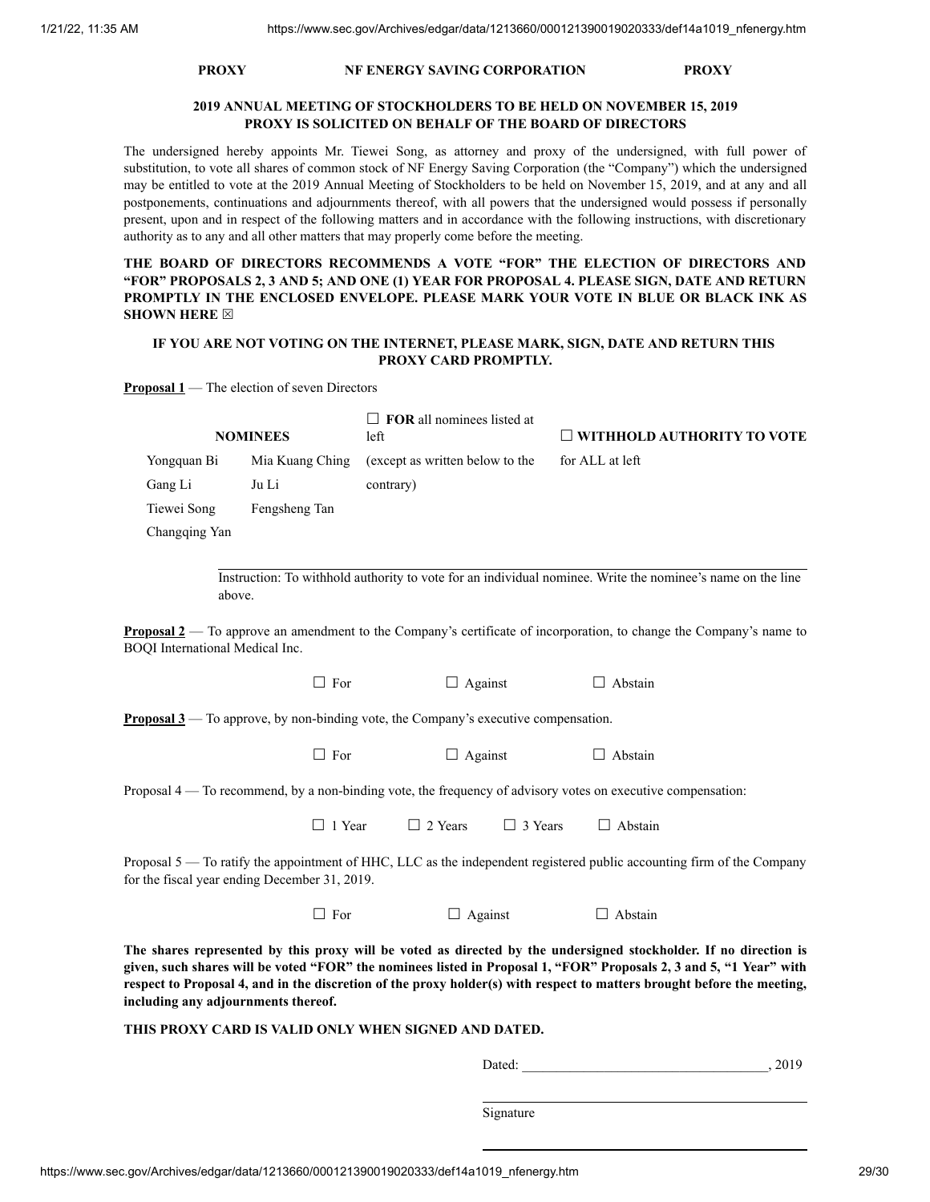**PROXY NF ENERGY SAVING CORPORATION PROXY**

**2019 ANNUAL MEETING OF STOCKHOLDERS TO BE HELD ON NOVEMBER 15, 2019**
**PROXY IS SOLICITED ON BEHALF OF THE BOARD OF DIRECTORS**

The undersigned hereby appoints Mr. Tiewei Song, as attorney and proxy of the undersigned, with full power of substitution, to vote all shares of common stock of NF Energy Saving Corporation (the "Company") which the undersigned may be entitled to vote at the 2019 Annual Meeting of Stockholders to be held on November 15, 2019, and at any and all postponements, continuations and adjournments thereof, with all powers that the undersigned would possess if personally present, upon and in respect of the following matters and in accordance with the following instructions, with discretionary authority as to any and all other matters that may properly come before the meeting.

**THE BOARD OF DIRECTORS RECOMMENDS A VOTE "FOR" THE ELECTION OF DIRECTORS AND "FOR" PROPOSALS 2, 3 AND 5; AND ONE (1) YEAR FOR PROPOSAL 4. PLEASE SIGN, DATE AND RETURN PROMPTLY IN THE ENCLOSED ENVELOPE. PLEASE MARK YOUR VOTE IN BLUE OR BLACK INK AS SHOWN HERE ☒**

**IF YOU ARE NOT VOTING ON THE INTERNET, PLEASE MARK, SIGN, DATE AND RETURN THIS PROXY CARD PROMPTLY.**

**Proposal 1** — The election of seven Directors

| NOMINEES | | ☐ **FOR** all nominees listed at left | ☐ **WITHHOLD AUTHORITY TO VOTE** |
|---|---|---|---|
| Yongquan Bi | Mia Kuang Ching | (except as written below to the | for ALL at left |
| Gang Li | Ju Li | contrary) | |
| Tiewei Song | Fengsheng Tan | | |
| Changqing Yan | | | |

\_\_\_\_\_\_\_\_\_\_\_\_\_\_\_\_\_\_\_\_\_\_\_\_\_\_\_\_\_\_\_\_\_\_\_\_\_\_\_\_\_\_\_\_\_\_\_\_

Instruction: To withhold authority to vote for an individual nominee. Write the nominee's name on the line above.

**Proposal 2** — To approve an amendment to the Company's certificate of incorporation, to change the Company's name to BOQI International Medical Inc.

☐ For ☐ Against ☐ Abstain

**Proposal 3** — To approve, by non-binding vote, the Company's executive compensation.

☐ For ☐ Against ☐ Abstain

Proposal 4 — To recommend, by a non-binding vote, the frequency of advisory votes on executive compensation:

☐ 1 Year ☐ 2 Years ☐ 3 Years ☐ Abstain

Proposal 5 — To ratify the appointment of HHC, LLC as the independent registered public accounting firm of the Company for the fiscal year ending December 31, 2019.

☐ For ☐ Against ☐ Abstain

**The shares represented by this proxy will be voted as directed by the undersigned stockholder. If no direction is given, such shares will be voted "FOR" the nominees listed in Proposal 1, "FOR" Proposals 2, 3 and 5, "1 Year" with respect to Proposal 4, and in the discretion of the proxy holder(s) with respect to matters brought before the meeting, including any adjournments thereof.**

**THIS PROXY CARD IS VALID ONLY WHEN SIGNED AND DATED.**

Dated: \_\_\_\_\_\_\_\_\_\_\_\_\_\_\_\_\_\_\_\_\_\_\_\_\_\_\_\_\_\_, 2019

\_\_\_\_\_\_\_\_\_\_\_\_\_\_\_\_\_\_\_\_\_\_\_\_\_\_\_\_\_\_\_\_\_\_\_\_

Signature

\_\_\_\_\_\_\_\_\_\_\_\_\_\_\_\_\_\_\_\_\_\_\_\_\_\_\_\_\_\_\_\_\_\_\_\_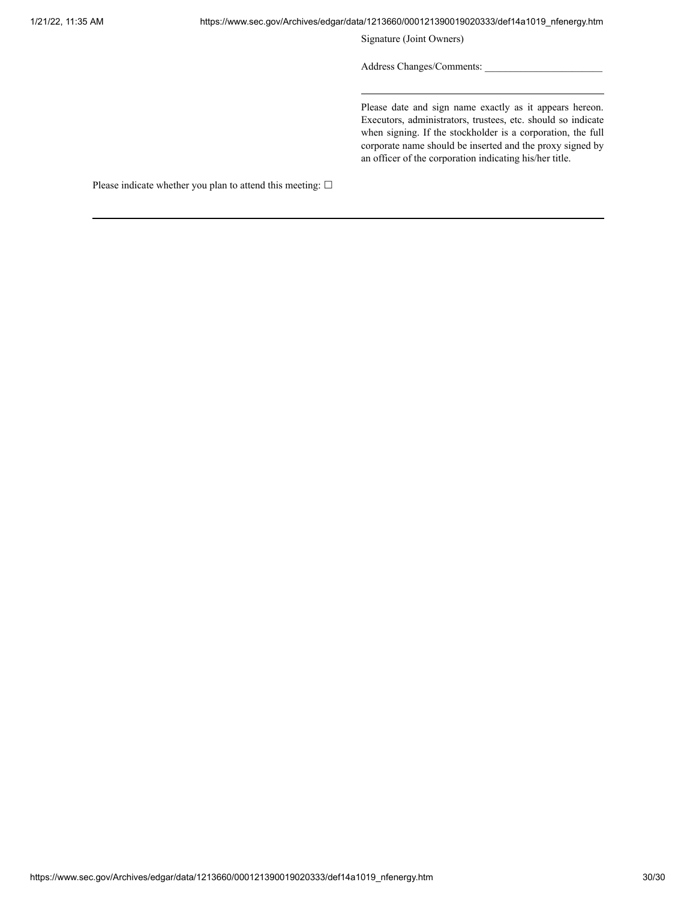Signature (Joint Owners)

Address Changes/Comments: ______________________

______________________________________________

Please date and sign name exactly as it appears hereon. Executors, administrators, trustees, etc. should so indicate when signing. If the stockholder is a corporation, the full corporate name should be inserted and the proxy signed by an officer of the corporation indicating his/her title.

Please indicate whether you plan to attend this meeting: ☐